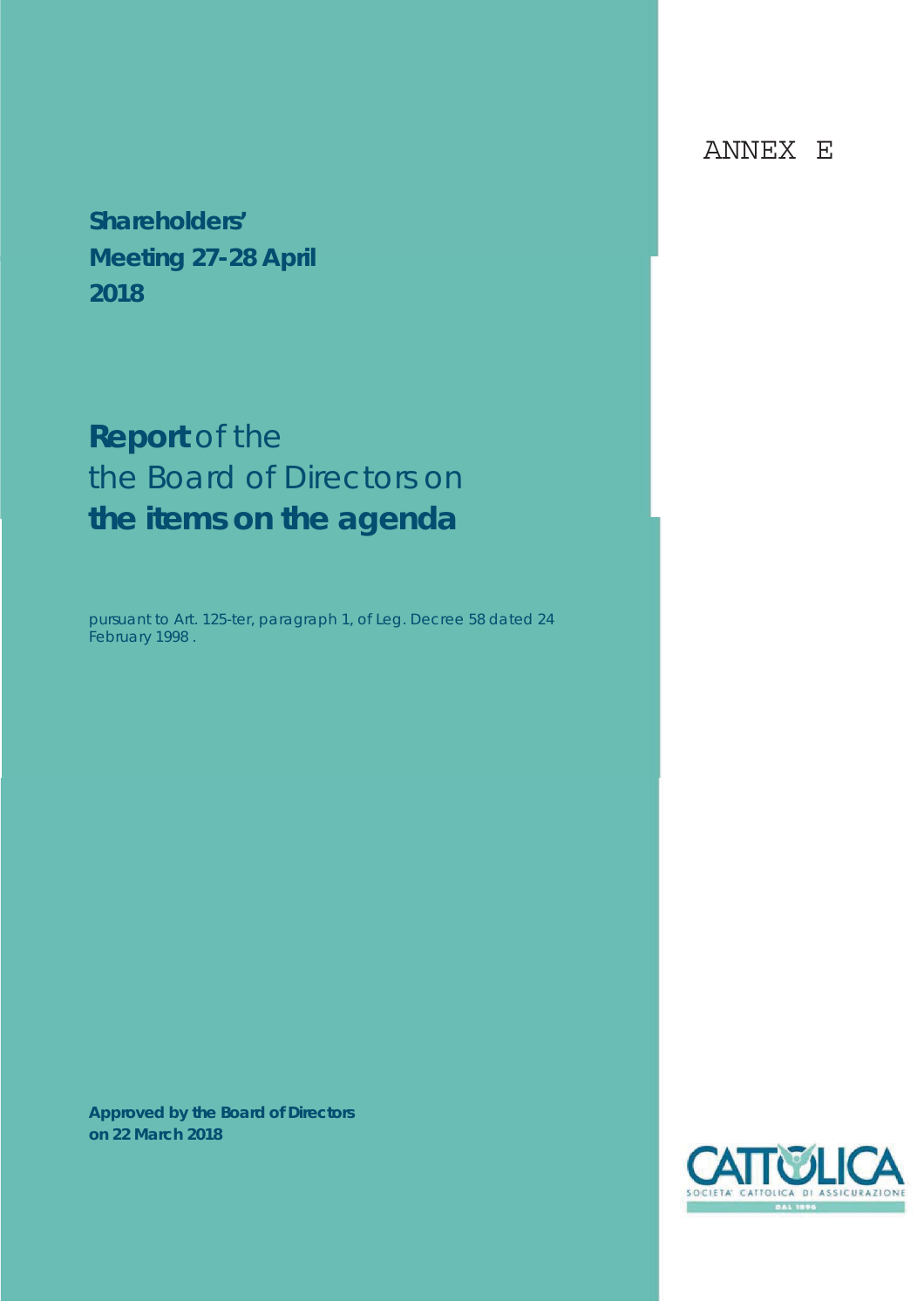ANNEX E

**Shareholders' Meeting 27-28 April 2018**

# **Report** of the the Board of Directors on **the items on the agenda**

pursuant to Art. 125-ter, paragraph 1, of Leg. Decree 58 dated 24 February 1998 .

**Approved by the Board of Directors on 22 March 2018**

CATTOLICA
SOCIETA' CATTOLICA DI ASSICURAZIONE
DAL 1896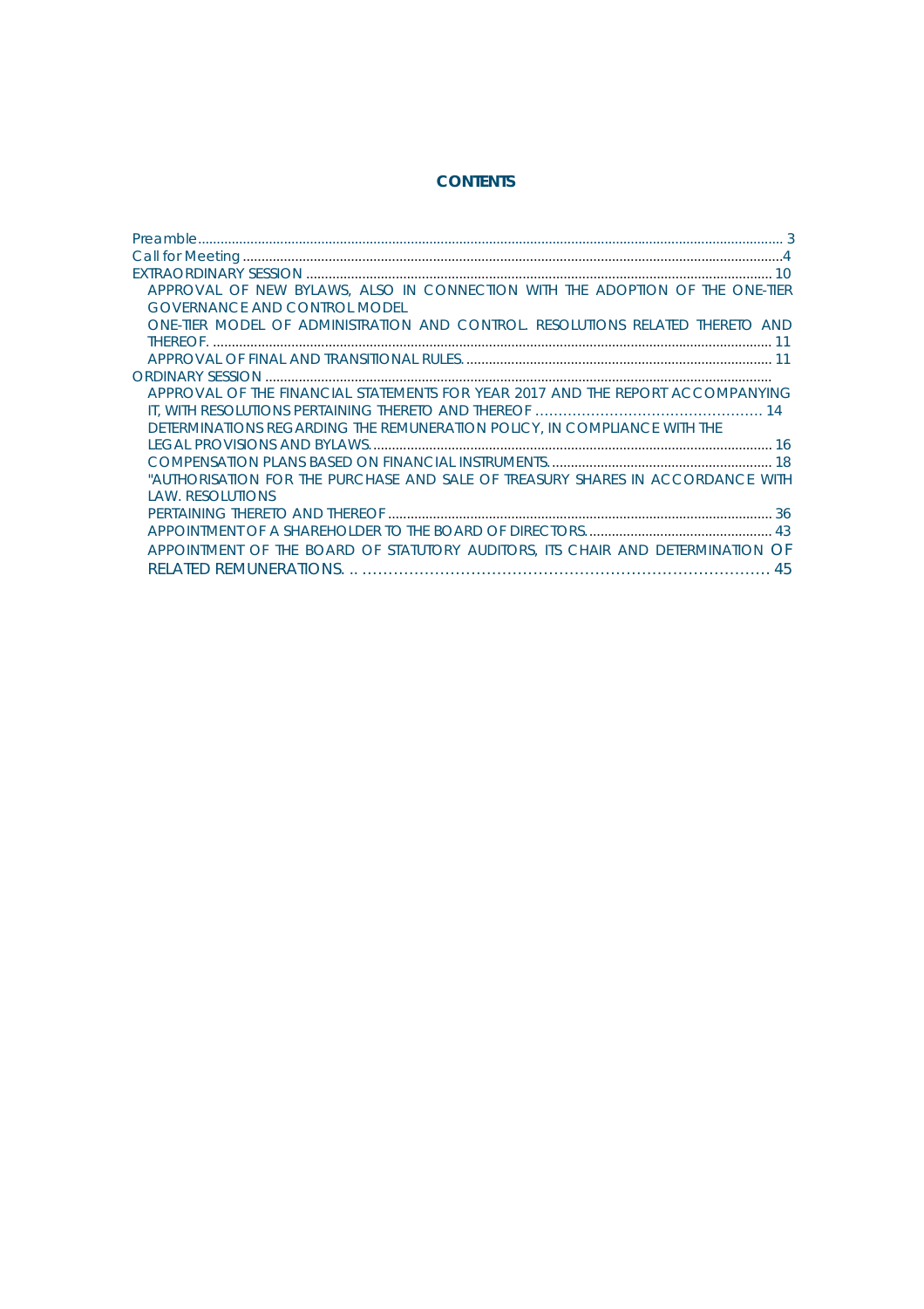**CONTENTS**

Preamble ........................................................................................................................................................... 3
Call for Meeting ...............................................................................................................................................4
EXTRAORDINARY SESSION ............................................................................................................................ 10
APPROVAL OF NEW BYLAWS, ALSO IN CONNECTION WITH THE ADOPTION OF THE ONE-TIER GOVERNANCE AND CONTROL MODEL
ONE-TIER MODEL OF ADMINISTRATION AND CONTROL. RESOLUTIONS RELATED THERETO AND THEREOF. .................................................................................................................................................... 11
APPROVAL OF FINAL AND TRANSITIONAL RULES. .................................................................................. 11
ORDINARY SESSION .......................................................................................................................................
APPROVAL OF THE FINANCIAL STATEMENTS FOR YEAR 2017 AND THE REPORT ACCOMPANYING IT, WITH RESOLUTIONS PERTAINING THERETO AND THEREOF ................................................ 14
DETERMINATIONS REGARDING THE REMUNERATION POLICY, IN COMPLIANCE WITH THE LEGAL PROVISIONS AND BYLAWS. .......................................................................................................... 16
COMPENSATION PLANS BASED ON FINANCIAL INSTRUMENTS. .......................................................... 18
"AUTHORISATION FOR THE PURCHASE AND SALE OF TREASURY SHARES IN ACCORDANCE WITH LAW. RESOLUTIONS
PERTAINING THERETO AND THEREOF ....................................................................................................... 36
APPOINTMENT OF A SHAREHOLDER TO THE BOARD OF DIRECTORS. ................................................. 43
APPOINTMENT OF THE BOARD OF STATUTORY AUDITORS, ITS CHAIR AND DETERMINATION OF RELATED REMUNERATIONS. .. ............................................................................... 45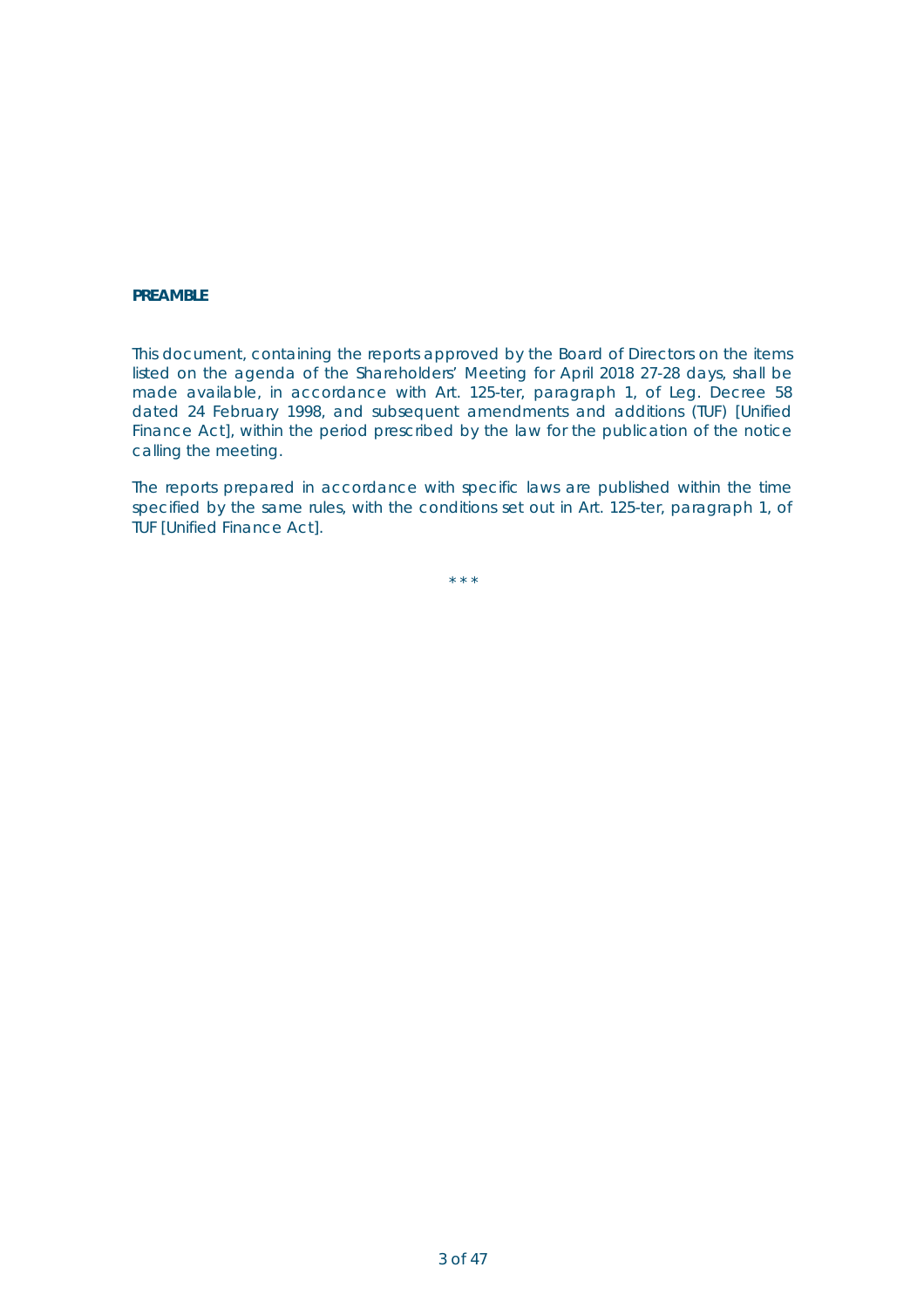**PREAMBLE**

This document, containing the reports approved by the Board of Directors on the items listed on the agenda of the Shareholders' Meeting for April 2018 27-28 days, shall be made available, in accordance with Art. 125-ter, paragraph 1, of Leg. Decree 58 dated 24 February 1998, and subsequent amendments and additions (TUF) [Unified Finance Act], within the period prescribed by the law for the publication of the notice calling the meeting.

The reports prepared in accordance with specific laws are published within the time specified by the same rules, with the conditions set out in Art. 125-ter, paragraph 1, of TUF [Unified Finance Act].

\* \* \*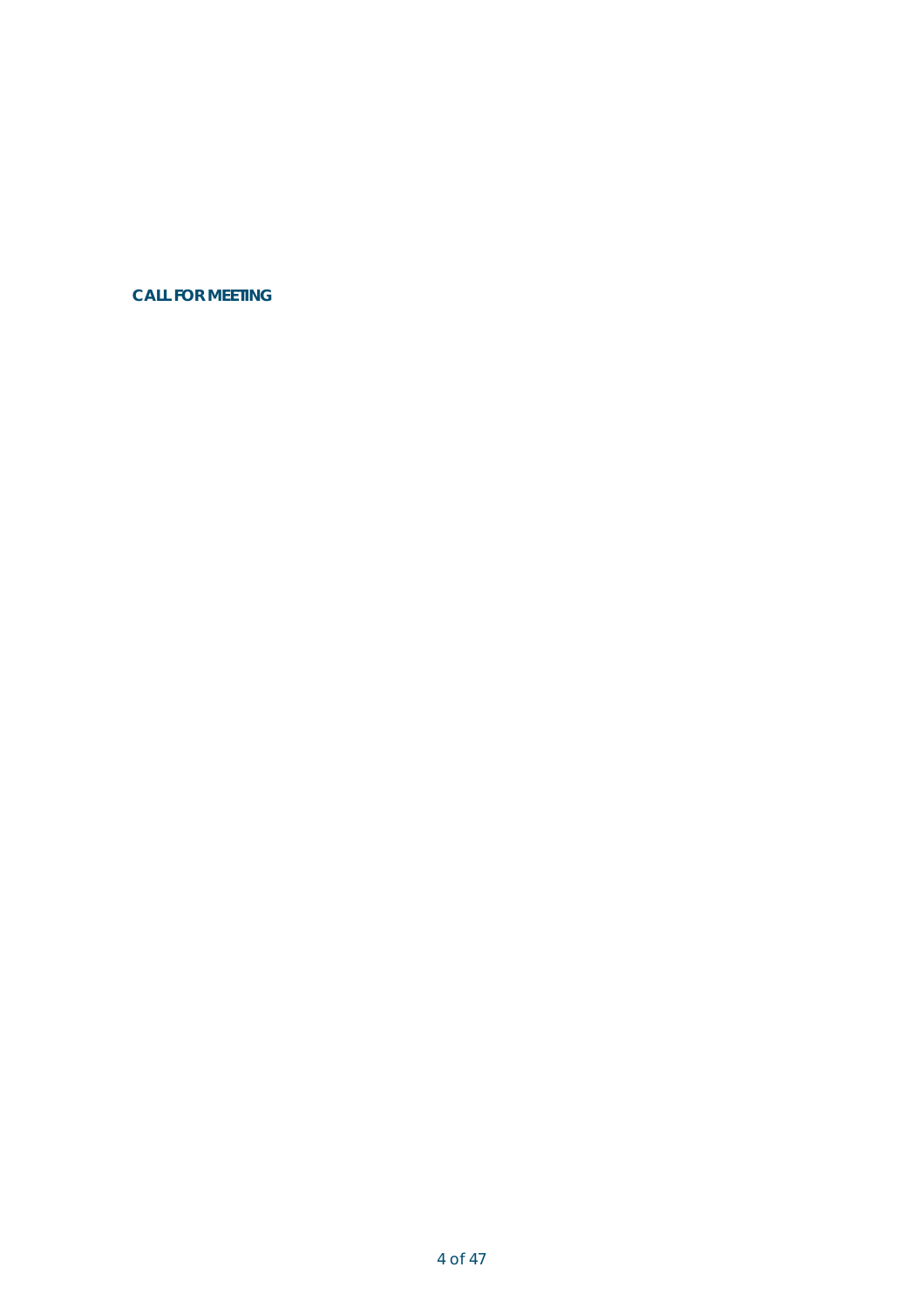**CALL FOR MEETING**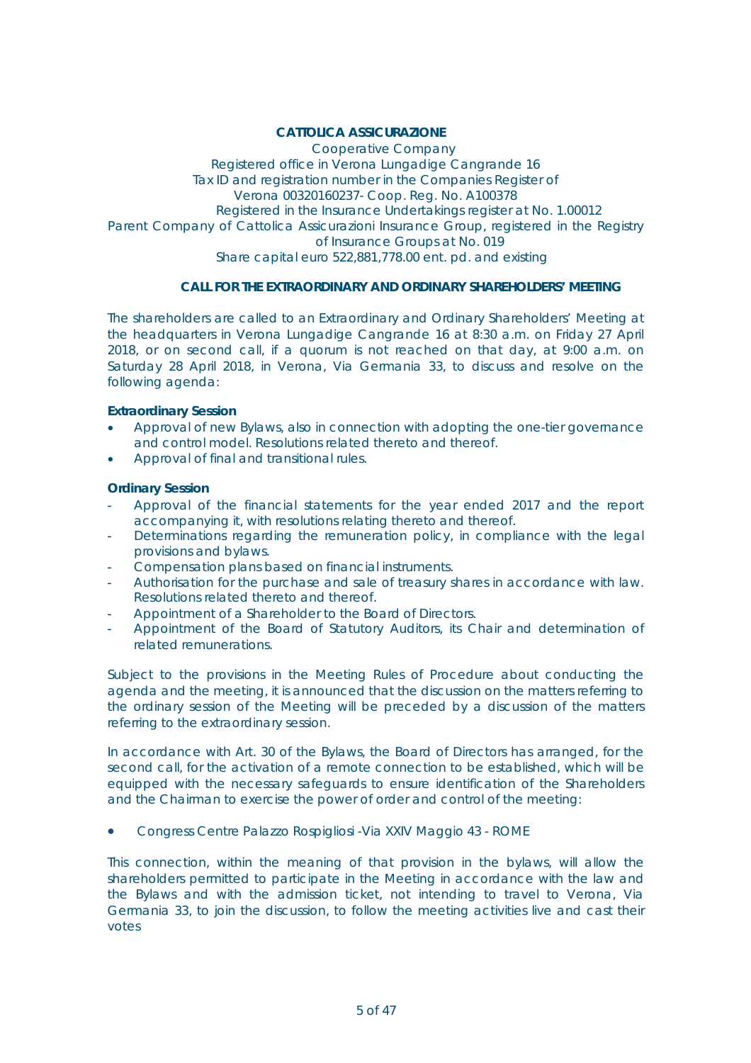**CATTOLICA ASSICURAZIONE**

Cooperative Company
Registered office in Verona Lungadige Cangrande 16
Tax ID and registration number in the Companies Register of
Verona 00320160237- Coop. Reg. No. A100378
Registered in the Insurance Undertakings register at No. 1.00012
Parent Company of Cattolica Assicurazioni Insurance Group, registered in the Registry of Insurance Groups at No. 019
Share capital euro 522,881,778.00 ent. pd. and existing

**CALL FOR THE EXTRAORDINARY AND ORDINARY SHAREHOLDERS' MEETING**

The shareholders are called to an Extraordinary and Ordinary Shareholders' Meeting at the headquarters in Verona Lungadige Cangrande 16 at 8:30 a.m. on Friday 27 April 2018, or on second call, if a quorum is not reached on that day, at 9:00 a.m. on Saturday 28 April 2018, in Verona, Via Germania 33, to discuss and resolve on the following agenda:

**Extraordinary Session**

- Approval of new Bylaws, also in connection with adopting the one-tier governance and control model. Resolutions related thereto and thereof.
- Approval of final and transitional rules.

**Ordinary Session**

- Approval of the financial statements for the year ended 2017 and the report accompanying it, with resolutions relating thereto and thereof.
- Determinations regarding the remuneration policy, in compliance with the legal provisions and bylaws.
- Compensation plans based on financial instruments.
- Authorisation for the purchase and sale of treasury shares in accordance with law. Resolutions related thereto and thereof.
- Appointment of a Shareholder to the Board of Directors.
- Appointment of the Board of Statutory Auditors, its Chair and determination of related remunerations.

Subject to the provisions in the Meeting Rules of Procedure about conducting the agenda and the meeting, it is announced that the discussion on the matters referring to the ordinary session of the Meeting will be preceded by a discussion of the matters referring to the extraordinary session.

In accordance with Art. 30 of the Bylaws, the Board of Directors has arranged, for the second call, for the activation of a remote connection to be established, which will be equipped with the necessary safeguards to ensure identification of the Shareholders and the Chairman to exercise the power of order and control of the meeting:

- Congress Centre Palazzo Rospigliosi -Via XXIV Maggio 43 - ROME

This connection, within the meaning of that provision in the bylaws, will allow the shareholders permitted to participate in the Meeting in accordance with the law and the Bylaws and with the admission ticket, not intending to travel to Verona, Via Germania 33, to join the discussion, to follow the meeting activities live and cast their votes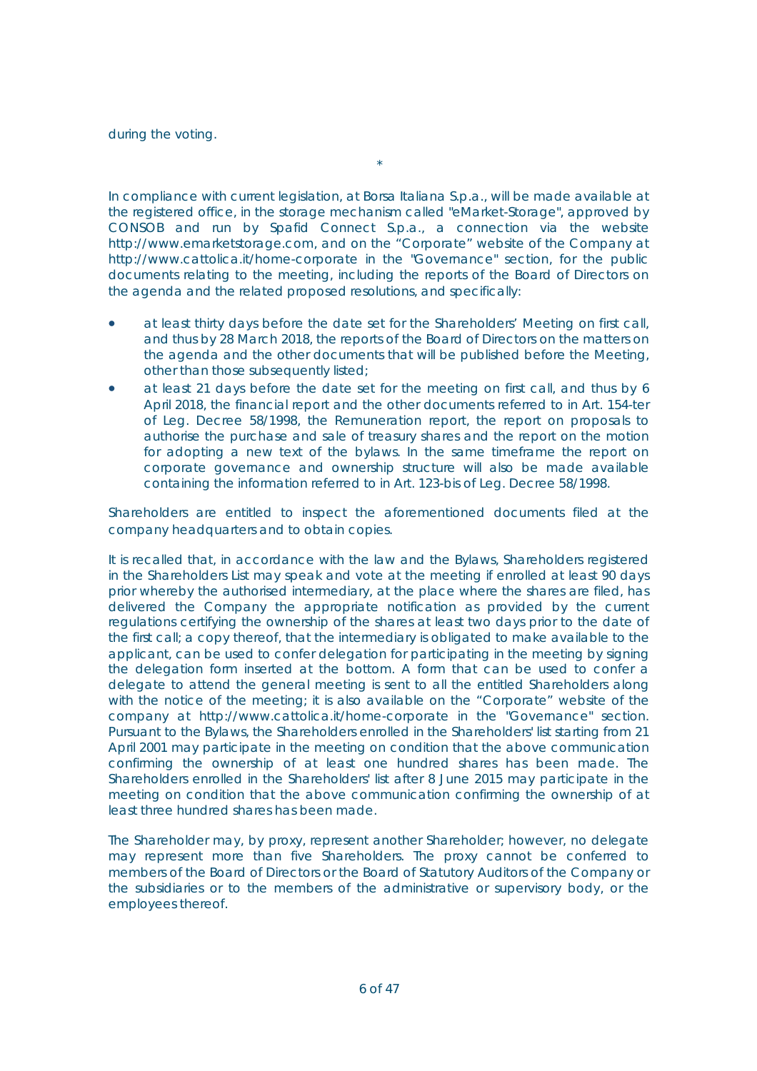during the voting.

*

In compliance with current legislation, at Borsa Italiana S.p.a., will be made available at the registered office, in the storage mechanism called "eMarket-Storage", approved by CONSOB and run by Spafid Connect S.p.a., a connection via the website http://www.emarketstorage.com, and on the "Corporate" website of the Company at http://www.cattolica.it/home-corporate in the "Governance" section, for the public documents relating to the meeting, including the reports of the Board of Directors on the agenda and the related proposed resolutions, and specifically:

- at least thirty days before the date set for the Shareholders' Meeting on first call, and thus by 28 March 2018, the reports of the Board of Directors on the matters on the agenda and the other documents that will be published before the Meeting, other than those subsequently listed;
- at least 21 days before the date set for the meeting on first call, and thus by 6 April 2018, the financial report and the other documents referred to in Art. 154-ter of Leg. Decree 58/1998, the Remuneration report, the report on proposals to authorise the purchase and sale of treasury shares and the report on the motion for adopting a new text of the bylaws. In the same timeframe the report on corporate governance and ownership structure will also be made available containing the information referred to in Art. 123-bis of Leg. Decree 58/1998.

Shareholders are entitled to inspect the aforementioned documents filed at the company headquarters and to obtain copies.

It is recalled that, in accordance with the law and the Bylaws, Shareholders registered in the Shareholders List may speak and vote at the meeting if enrolled at least 90 days prior whereby the authorised intermediary, at the place where the shares are filed, has delivered the Company the appropriate notification as provided by the current regulations certifying the ownership of the shares at least two days prior to the date of the first call; a copy thereof, that the intermediary is obligated to make available to the applicant, can be used to confer delegation for participating in the meeting by signing the delegation form inserted at the bottom. A form that can be used to confer a delegate to attend the general meeting is sent to all the entitled Shareholders along with the notice of the meeting; it is also available on the "Corporate" website of the company at http://www.cattolica.it/home-corporate in the "Governance" section. Pursuant to the Bylaws, the Shareholders enrolled in the Shareholders' list starting from 21 April 2001 may participate in the meeting on condition that the above communication confirming the ownership of at least one hundred shares has been made. The Shareholders enrolled in the Shareholders' list after 8 June 2015 may participate in the meeting on condition that the above communication confirming the ownership of at least three hundred shares has been made.

The Shareholder may, by proxy, represent another Shareholder; however, no delegate may represent more than five Shareholders. The proxy cannot be conferred to members of the Board of Directors or the Board of Statutory Auditors of the Company or the subsidiaries or to the members of the administrative or supervisory body, or the employees thereof.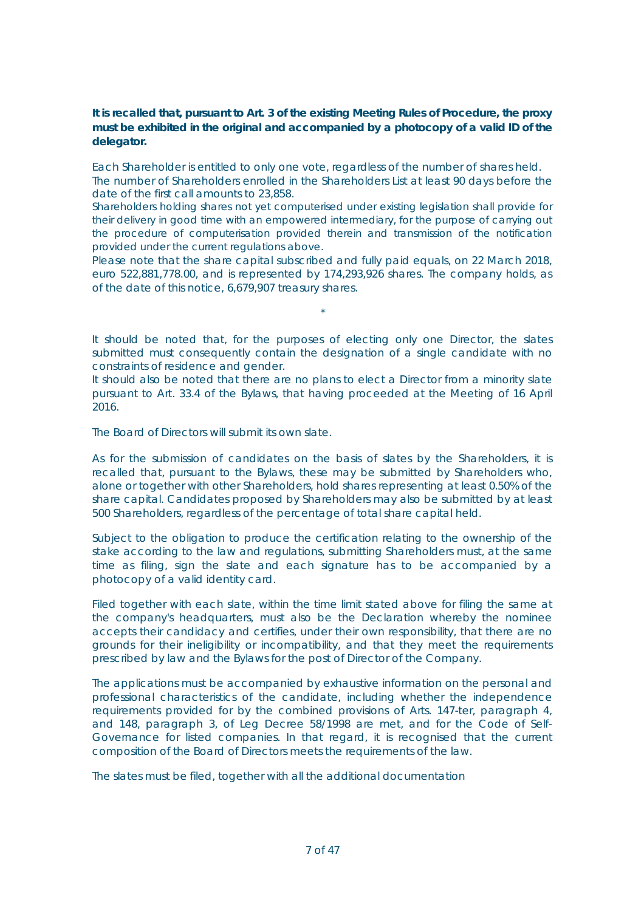**It is recalled that, pursuant to Art. 3 of the existing Meeting Rules of Procedure, the proxy must be exhibited in the original and accompanied by a photocopy of a valid ID of the delegator.**

Each Shareholder is entitled to only one vote, regardless of the number of shares held.
The number of Shareholders enrolled in the Shareholders List at least 90 days before the date of the first call amounts to 23,858.
Shareholders holding shares not yet computerised under existing legislation shall provide for their delivery in good time with an empowered intermediary, for the purpose of carrying out the procedure of computerisation provided therein and transmission of the notification provided under the current regulations above.
Please note that the share capital subscribed and fully paid equals, on 22 March 2018, euro 522,881,778.00, and is represented by 174,293,926 shares. The company holds, as of the date of this notice, 6,679,907 treasury shares.

*

It should be noted that, for the purposes of electing only one Director, the slates submitted must consequently contain the designation of a single candidate with no constraints of residence and gender.
It should also be noted that there are no plans to elect a Director from a minority slate pursuant to Art. 33.4 of the Bylaws, that having proceeded at the Meeting of 16 April 2016.

The Board of Directors will submit its own slate.

As for the submission of candidates on the basis of slates by the Shareholders, it is recalled that, pursuant to the Bylaws, these may be submitted by Shareholders who, alone or together with other Shareholders, hold shares representing at least 0.50% of the share capital. Candidates proposed by Shareholders may also be submitted by at least 500 Shareholders, regardless of the percentage of total share capital held.

Subject to the obligation to produce the certification relating to the ownership of the stake according to the law and regulations, submitting Shareholders must, at the same time as filing, sign the slate and each signature has to be accompanied by a photocopy of a valid identity card.

Filed together with each slate, within the time limit stated above for filing the same at the company's headquarters, must also be the Declaration whereby the nominee accepts their candidacy and certifies, under their own responsibility, that there are no grounds for their ineligibility or incompatibility, and that they meet the requirements prescribed by law and the Bylaws for the post of Director of the Company.

The applications must be accompanied by exhaustive information on the personal and professional characteristics of the candidate, including whether the independence requirements provided for by the combined provisions of Arts. 147-ter, paragraph 4, and 148, paragraph 3, of Leg Decree 58/1998 are met, and for the Code of Self-Governance for listed companies. In that regard, it is recognised that the current composition of the Board of Directors meets the requirements of the law.

The slates must be filed, together with all the additional documentation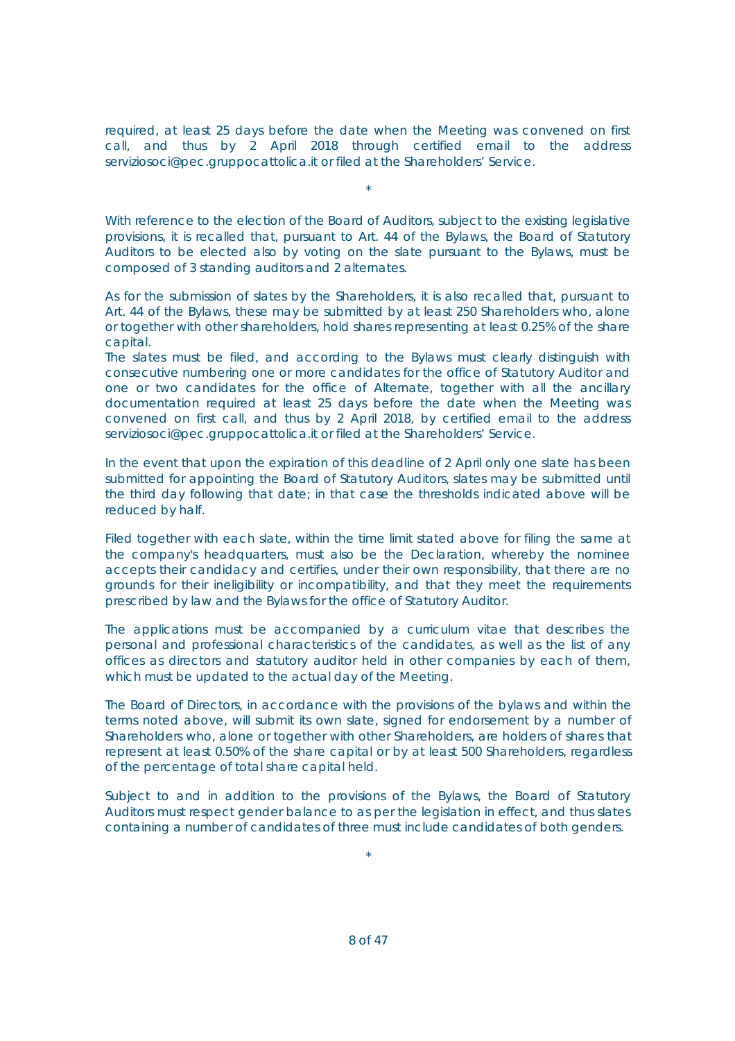required, at least 25 days before the date when the Meeting was convened on first call, and thus by 2 April 2018 through certified email to the address serviziosoci@pec.gruppocattolica.it or filed at the Shareholders' Service.

*

With reference to the election of the Board of Auditors, subject to the existing legislative provisions, it is recalled that, pursuant to Art. 44 of the Bylaws, the Board of Statutory Auditors to be elected also by voting on the slate pursuant to the Bylaws, must be composed of 3 standing auditors and 2 alternates.

As for the submission of slates by the Shareholders, it is also recalled that, pursuant to Art. 44 of the Bylaws, these may be submitted by at least 250 Shareholders who, alone or together with other shareholders, hold shares representing at least 0.25% of the share capital.

The slates must be filed, and according to the Bylaws must clearly distinguish with consecutive numbering one or more candidates for the office of Statutory Auditor and one or two candidates for the office of Alternate, together with all the ancillary documentation required at least 25 days before the date when the Meeting was convened on first call, and thus by 2 April 2018, by certified email to the address serviziosoci@pec.gruppocattolica.it or filed at the Shareholders' Service.

In the event that upon the expiration of this deadline of 2 April only one slate has been submitted for appointing the Board of Statutory Auditors, slates may be submitted until the third day following that date; in that case the thresholds indicated above will be reduced by half.

Filed together with each slate, within the time limit stated above for filing the same at the company's headquarters, must also be the Declaration, whereby the nominee accepts their candidacy and certifies, under their own responsibility, that there are no grounds for their ineligibility or incompatibility, and that they meet the requirements prescribed by law and the Bylaws for the office of Statutory Auditor.

The applications must be accompanied by a curriculum vitae that describes the personal and professional characteristics of the candidates, as well as the list of any offices as directors and statutory auditor held in other companies by each of them, which must be updated to the actual day of the Meeting.

The Board of Directors, in accordance with the provisions of the bylaws and within the terms noted above, will submit its own slate, signed for endorsement by a number of Shareholders who, alone or together with other Shareholders, are holders of shares that represent at least 0.50% of the share capital or by at least 500 Shareholders, regardless of the percentage of total share capital held.

Subject to and in addition to the provisions of the Bylaws, the Board of Statutory Auditors must respect gender balance to as per the legislation in effect, and thus slates containing a number of candidates of three must include candidates of both genders.

*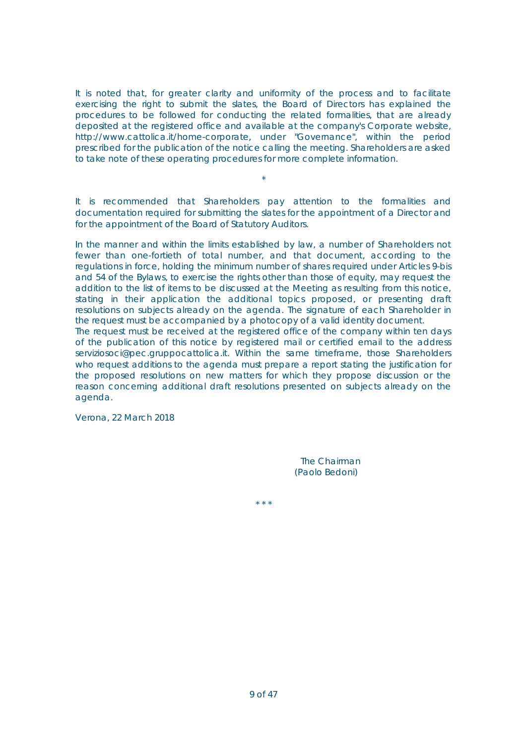It is noted that, for greater clarity and uniformity of the process and to facilitate exercising the right to submit the slates, the Board of Directors has explained the procedures to be followed for conducting the related formalities, that are already deposited at the registered office and available at the company's Corporate website, http://www.cattolica.it/home-corporate, under "Governance", within the period prescribed for the publication of the notice calling the meeting. Shareholders are asked to take note of these operating procedures for more complete information.

*

It is recommended that Shareholders pay attention to the formalities and documentation required for submitting the slates for the appointment of a Director and for the appointment of the Board of Statutory Auditors.

In the manner and within the limits established by law, a number of Shareholders not fewer than one-fortieth of total number, and that document, according to the regulations in force, holding the minimum number of shares required under Articles 9-bis and 54 of the Bylaws, to exercise the rights other than those of equity, may request the addition to the list of items to be discussed at the Meeting as resulting from this notice, stating in their application the additional topics proposed, or presenting draft resolutions on subjects already on the agenda. The signature of each Shareholder in the request must be accompanied by a photocopy of a valid identity document.
The request must be received at the registered office of the company within ten days of the publication of this notice by registered mail or certified email to the address serviziosoci@pec.gruppocattolica.it. Within the same timeframe, those Shareholders who request additions to the agenda must prepare a report stating the justification for the proposed resolutions on new matters for which they propose discussion or the reason concerning additional draft resolutions presented on subjects already on the agenda.

Verona, 22 March 2018

The Chairman
(Paolo Bedoni)

* * *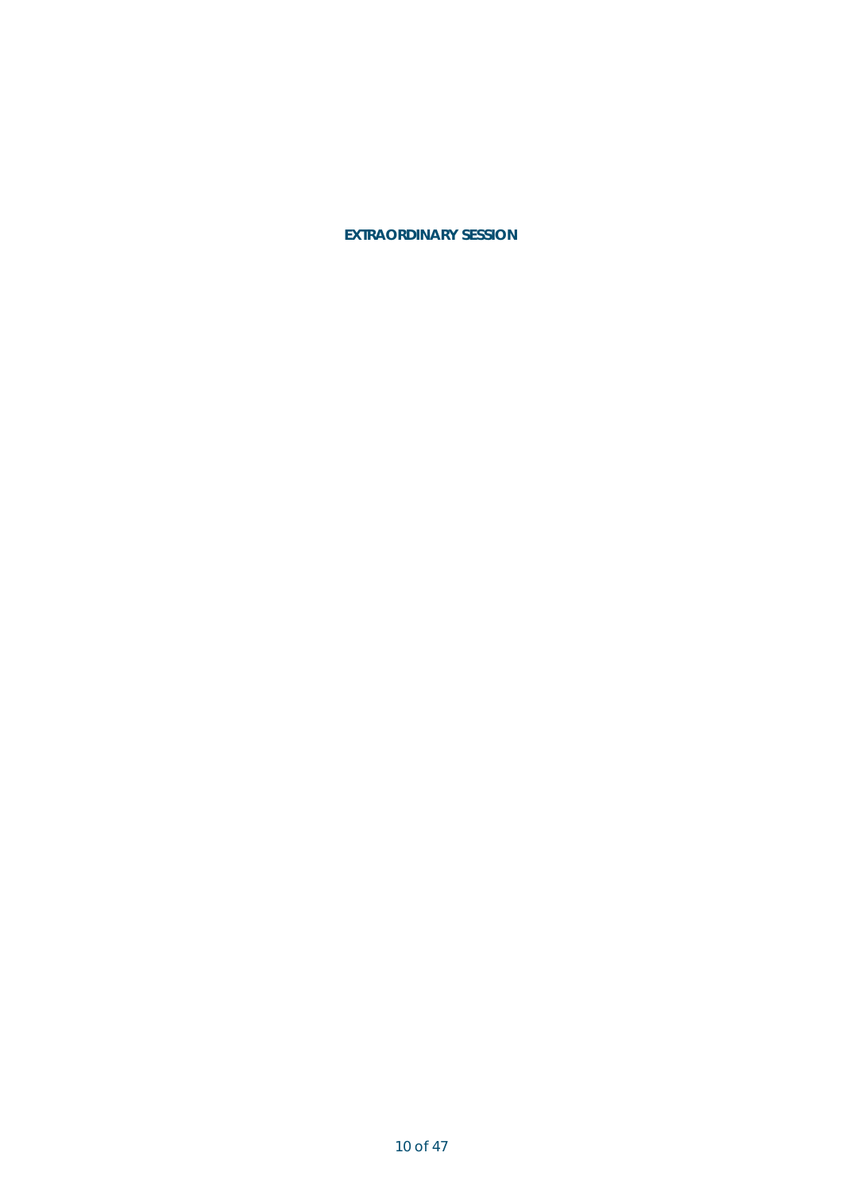**EXTRAORDINARY SESSION**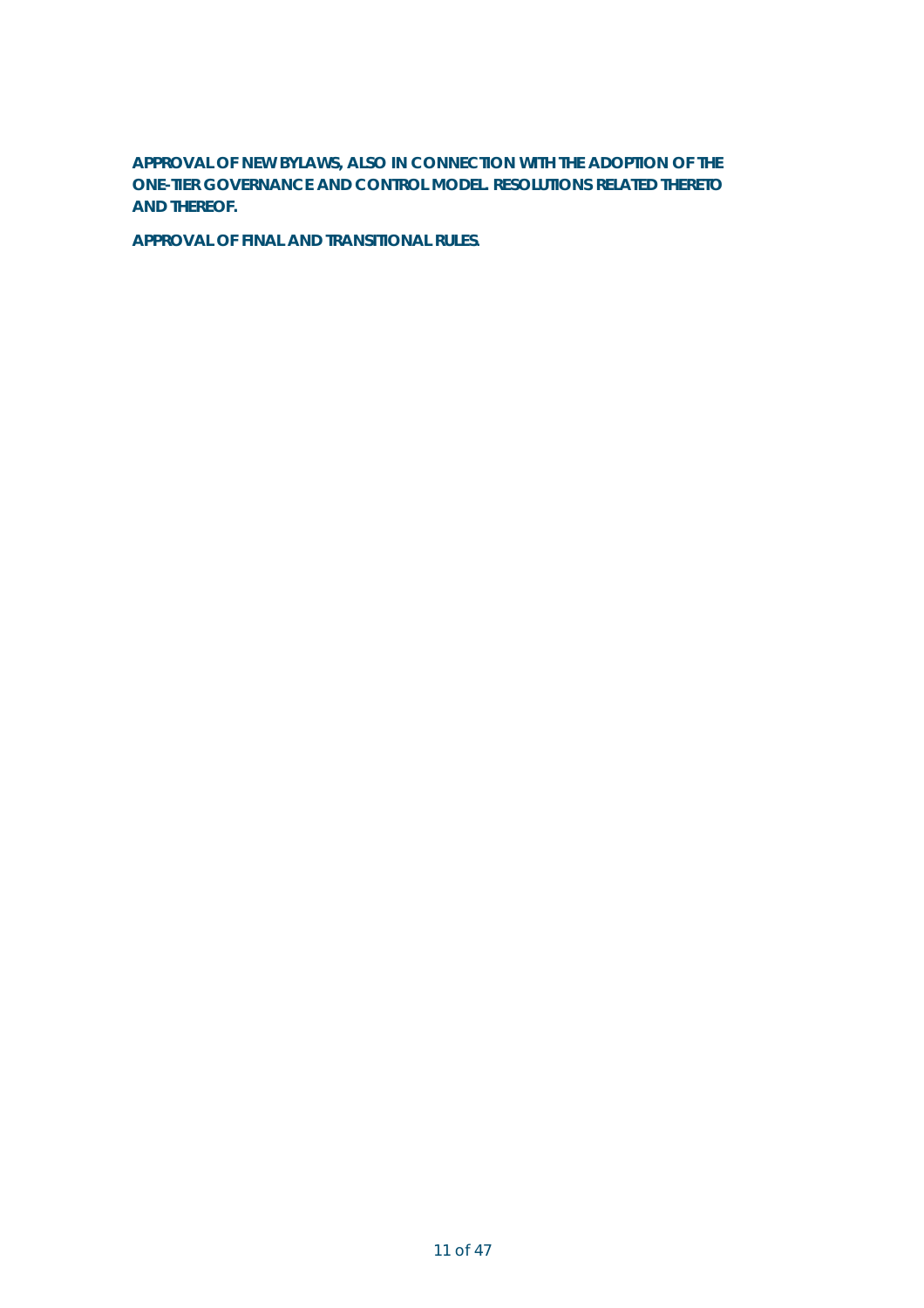**APPROVAL OF NEW BYLAWS, ALSO IN CONNECTION WITH THE ADOPTION OF THE ONE-TIER GOVERNANCE AND CONTROL MODEL. RESOLUTIONS RELATED THERETO AND THEREOF.**

**APPROVAL OF FINAL AND TRANSITIONAL RULES.**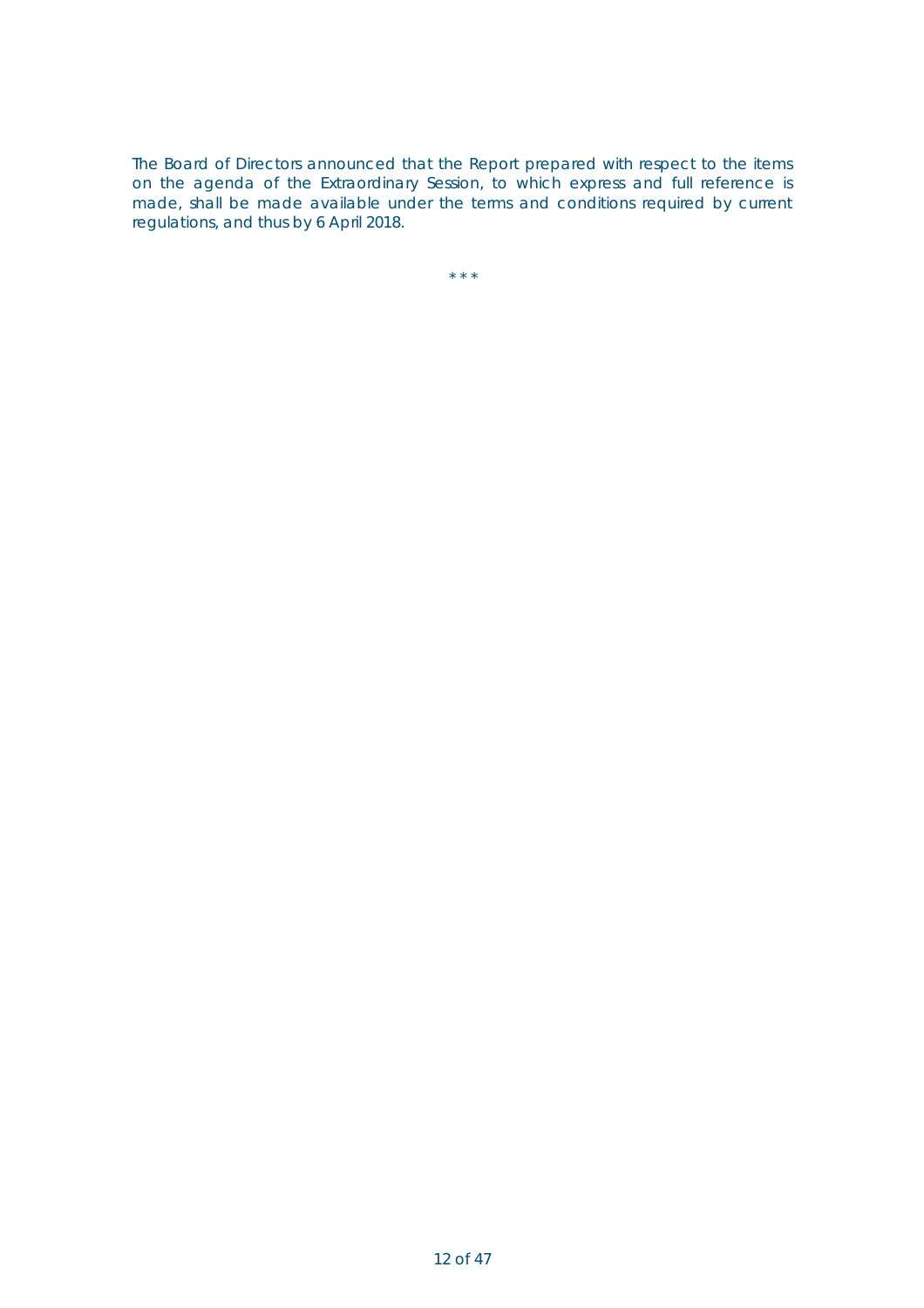The Board of Directors announced that the Report prepared with respect to the items on the agenda of the Extraordinary Session, to which express and full reference is made, shall be made available under the terms and conditions required by current regulations, and thus by 6 April 2018.

* * *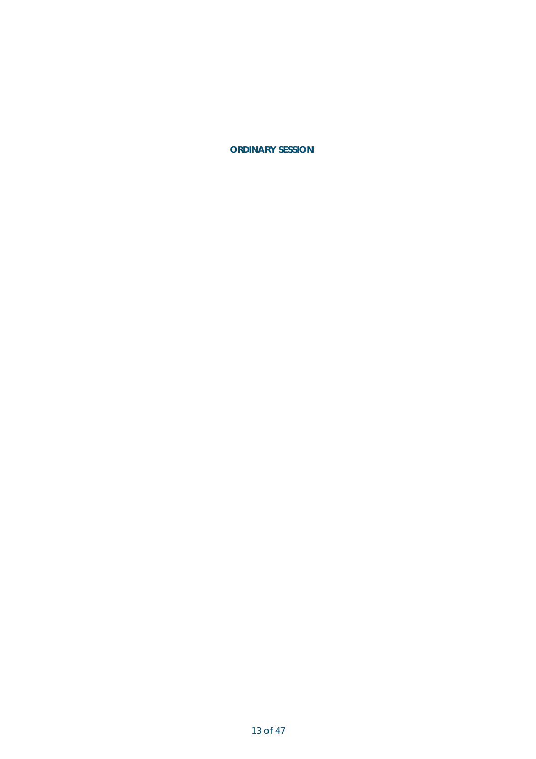**ORDINARY SESSION**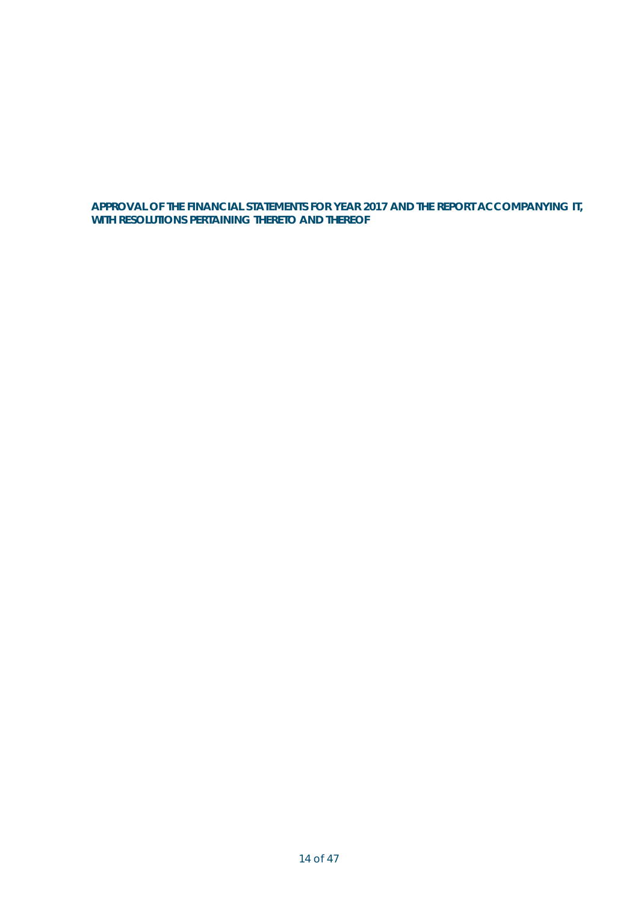**APPROVAL OF THE FINANCIAL STATEMENTS FOR YEAR 2017 AND THE REPORT ACCOMPANYING IT, WITH RESOLUTIONS PERTAINING THERETO AND THEREOF**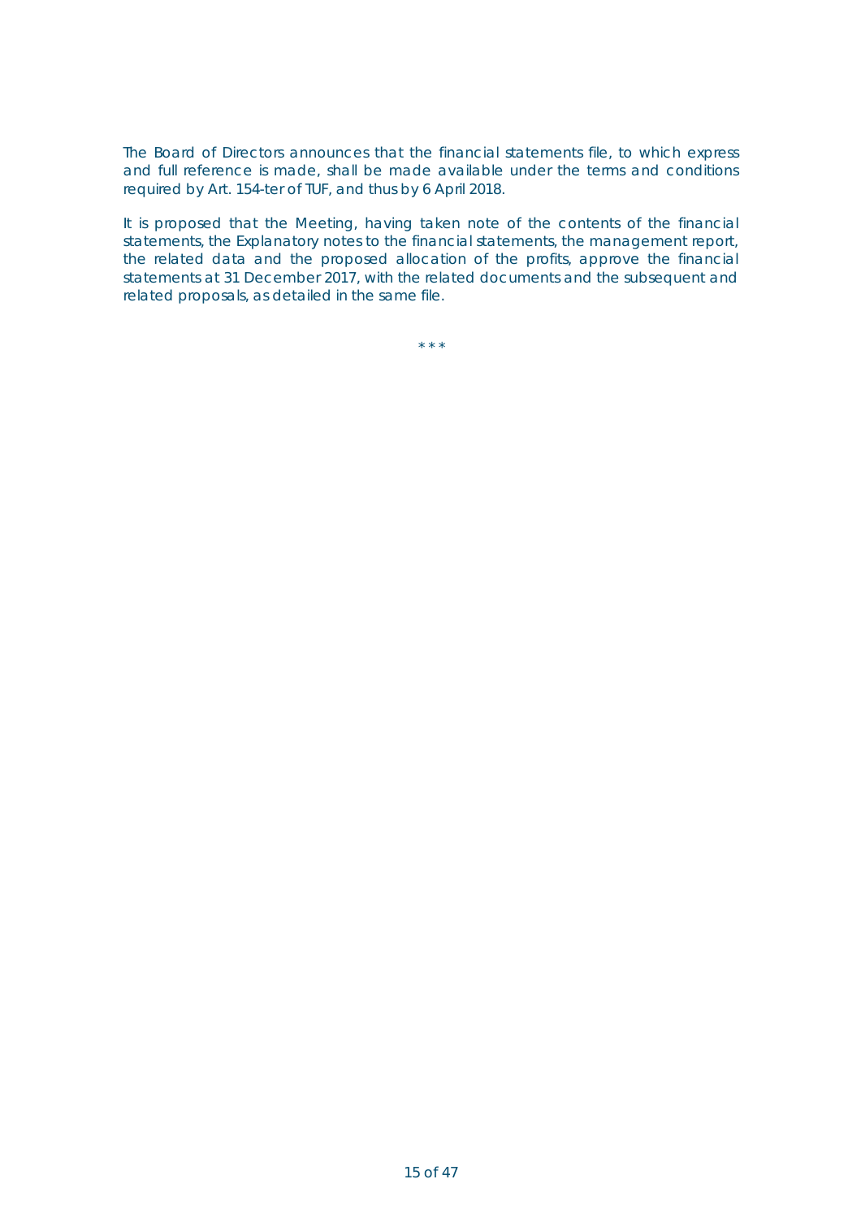The Board of Directors announces that the financial statements file, to which express and full reference is made, shall be made available under the terms and conditions required by Art. 154-ter of TUF, and thus by 6 April 2018.

It is proposed that the Meeting, having taken note of the contents of the financial statements, the Explanatory notes to the financial statements, the management report, the related data and the proposed allocation of the profits, approve the financial statements at 31 December 2017, with the related documents and the subsequent and related proposals, as detailed in the same file.

\* \* \*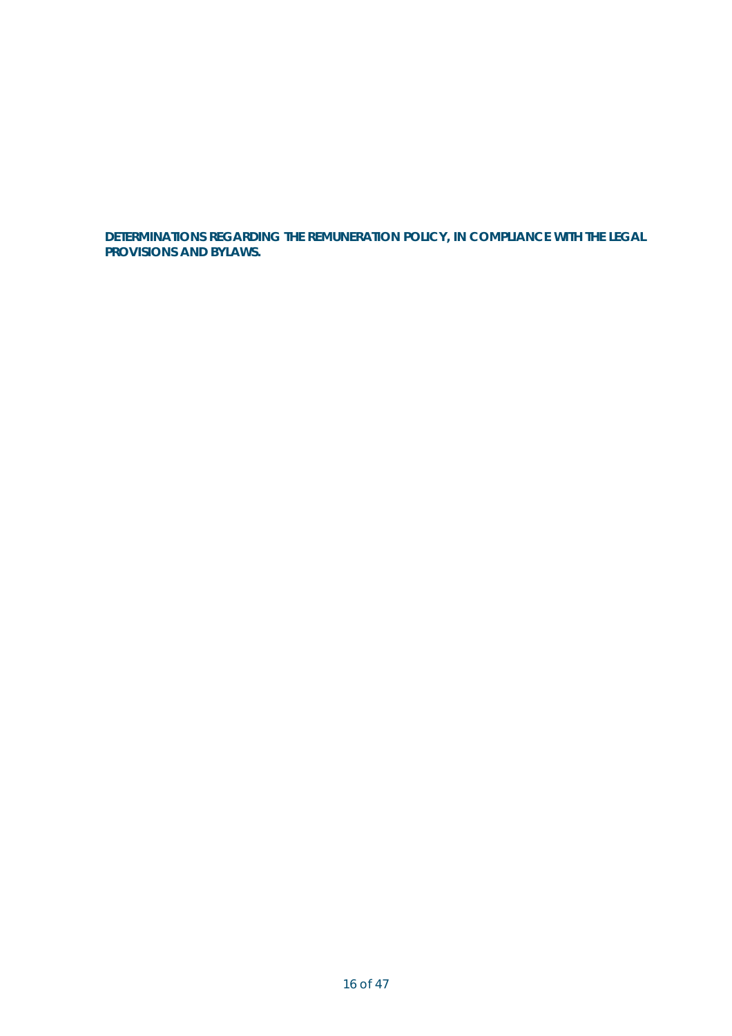**DETERMINATIONS REGARDING THE REMUNERATION POLICY, IN COMPLIANCE WITH THE LEGAL PROVISIONS AND BYLAWS.**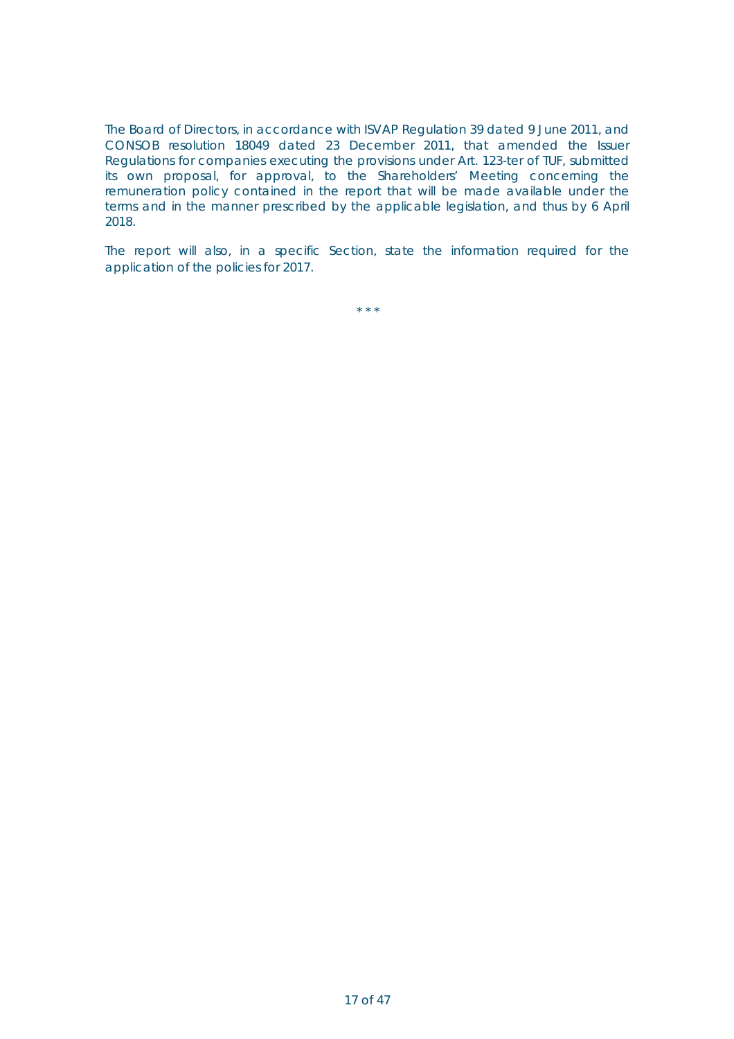The Board of Directors, in accordance with ISVAP Regulation 39 dated 9 June 2011, and CONSOB resolution 18049 dated 23 December 2011, that amended the Issuer Regulations for companies executing the provisions under Art. 123-ter of TUF, submitted its own proposal, for approval, to the Shareholders' Meeting concerning the remuneration policy contained in the report that will be made available under the terms and in the manner prescribed by the applicable legislation, and thus by 6 April 2018.

The report will also, in a specific Section, state the information required for the application of the policies for 2017.

\* \* \*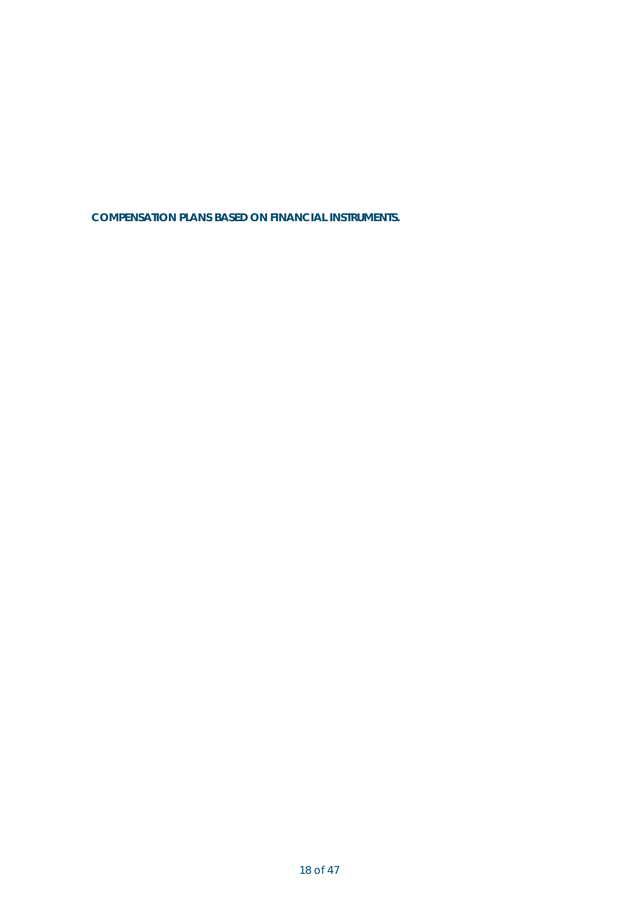**COMPENSATION PLANS BASED ON FINANCIAL INSTRUMENTS.**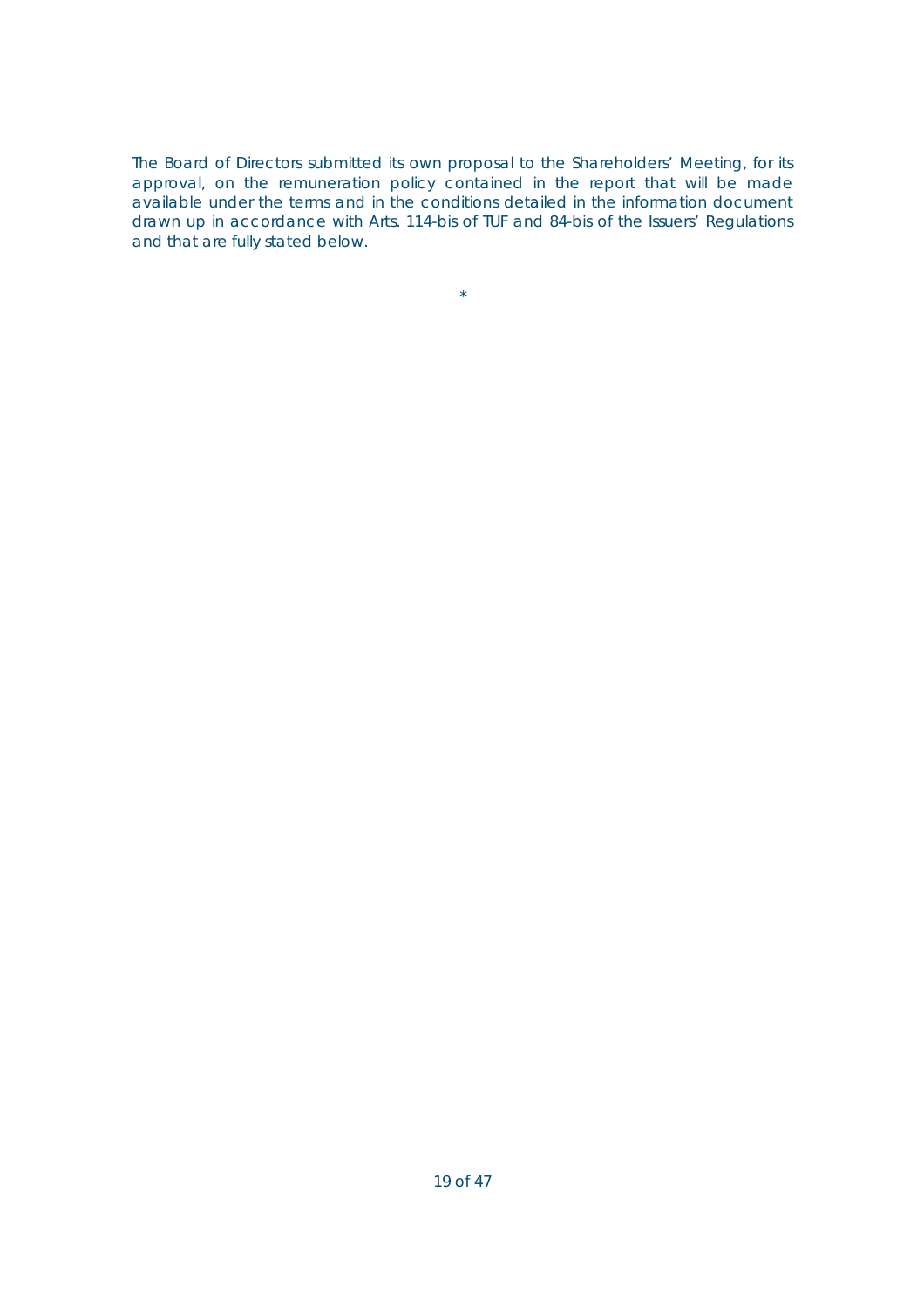The Board of Directors submitted its own proposal to the Shareholders' Meeting, for its approval, on the remuneration policy contained in the report that will be made available under the terms and in the conditions detailed in the information document drawn up in accordance with Arts. 114-bis of TUF and 84-bis of the Issuers' Regulations and that are fully stated below.

*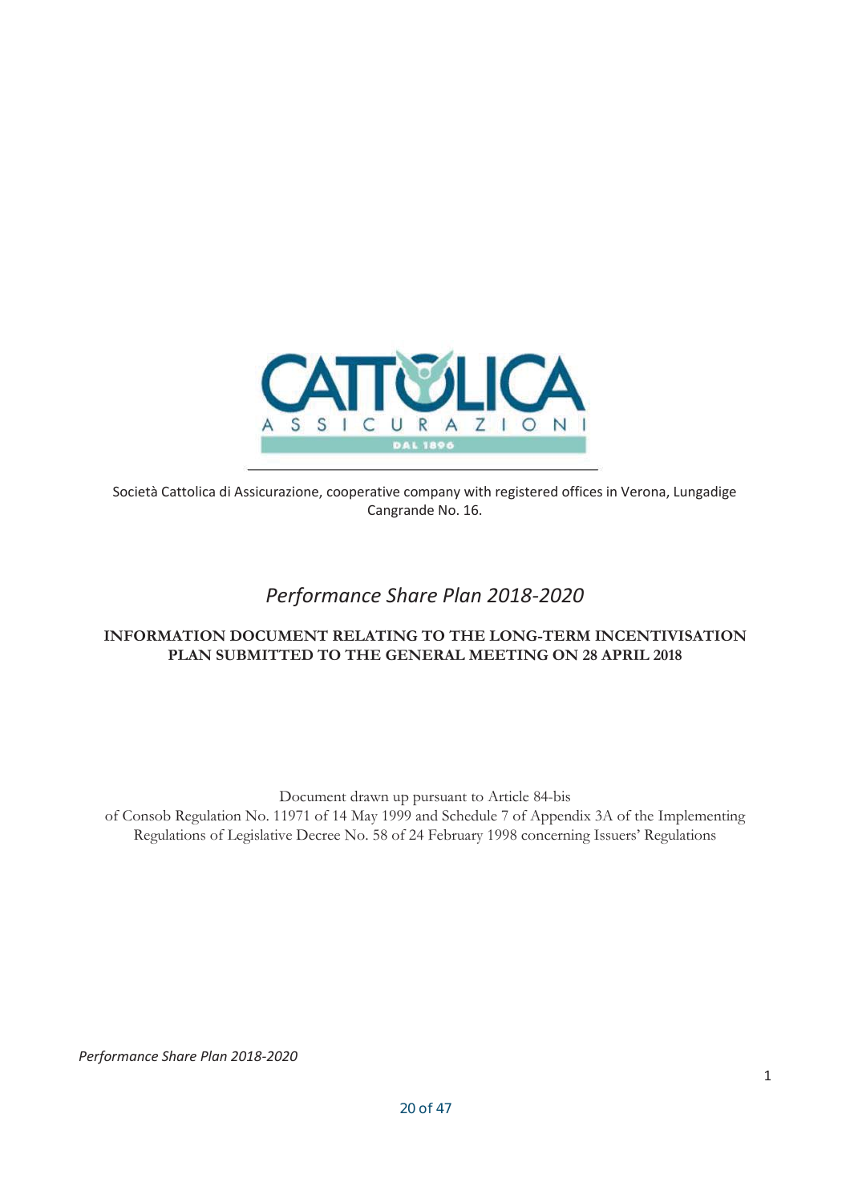Società Cattolica di Assicurazione, cooperative company with registered offices in Verona, Lungadige Cangrande No. 16.

# *Performance Share Plan 2018-2020*

**INFORMATION DOCUMENT RELATING TO THE LONG-TERM INCENTIVISATION PLAN SUBMITTED TO THE GENERAL MEETING ON 28 APRIL 2018**

Document drawn up pursuant to Article 84-bis of Consob Regulation No. 11971 of 14 May 1999 and Schedule 7 of Appendix 3A of the Implementing Regulations of Legislative Decree No. 58 of 24 February 1998 concerning Issuers' Regulations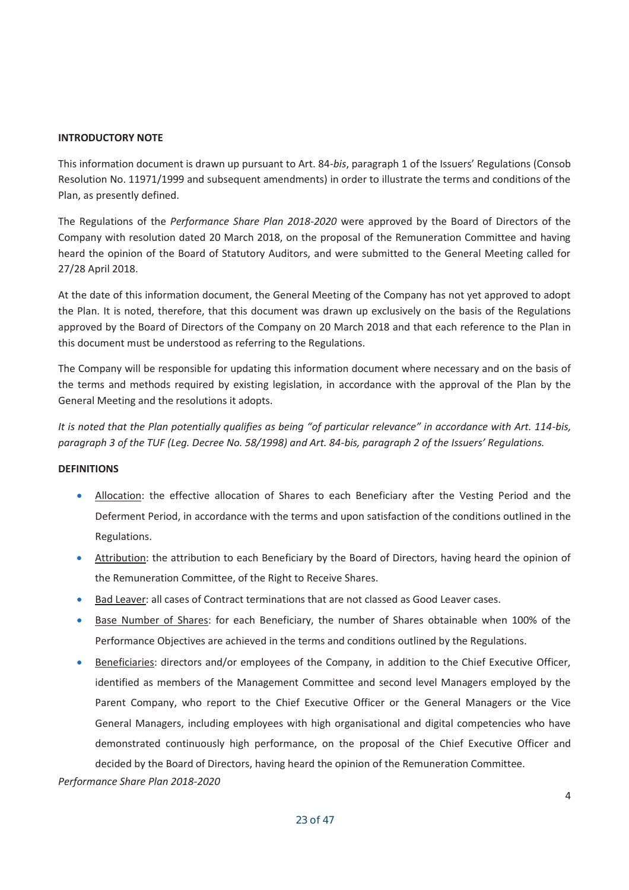**INTRODUCTORY NOTE**

This information document is drawn up pursuant to Art. 84-*bis*, paragraph 1 of the Issuers' Regulations (Consob Resolution No. 11971/1999 and subsequent amendments) in order to illustrate the terms and conditions of the Plan, as presently defined.

The Regulations of the *Performance Share Plan 2018-2020* were approved by the Board of Directors of the Company with resolution dated 20 March 2018, on the proposal of the Remuneration Committee and having heard the opinion of the Board of Statutory Auditors, and were submitted to the General Meeting called for 27/28 April 2018.

At the date of this information document, the General Meeting of the Company has not yet approved to adopt the Plan. It is noted, therefore, that this document was drawn up exclusively on the basis of the Regulations approved by the Board of Directors of the Company on 20 March 2018 and that each reference to the Plan in this document must be understood as referring to the Regulations.

The Company will be responsible for updating this information document where necessary and on the basis of the terms and methods required by existing legislation, in accordance with the approval of the Plan by the General Meeting and the resolutions it adopts.

*It is noted that the Plan potentially qualifies as being "of particular relevance" in accordance with Art. 114-bis, paragraph 3 of the TUF (Leg. Decree No. 58/1998) and Art. 84-bis, paragraph 2 of the Issuers' Regulations.*

**DEFINITIONS**

- Allocation: the effective allocation of Shares to each Beneficiary after the Vesting Period and the Deferment Period, in accordance with the terms and upon satisfaction of the conditions outlined in the Regulations.
- Attribution: the attribution to each Beneficiary by the Board of Directors, having heard the opinion of the Remuneration Committee, of the Right to Receive Shares.
- Bad Leaver: all cases of Contract terminations that are not classed as Good Leaver cases.
- Base Number of Shares: for each Beneficiary, the number of Shares obtainable when 100% of the Performance Objectives are achieved in the terms and conditions outlined by the Regulations.
- Beneficiaries: directors and/or employees of the Company, in addition to the Chief Executive Officer, identified as members of the Management Committee and second level Managers employed by the Parent Company, who report to the Chief Executive Officer or the General Managers or the Vice General Managers, including employees with high organisational and digital competencies who have demonstrated continuously high performance, on the proposal of the Chief Executive Officer and decided by the Board of Directors, having heard the opinion of the Remuneration Committee.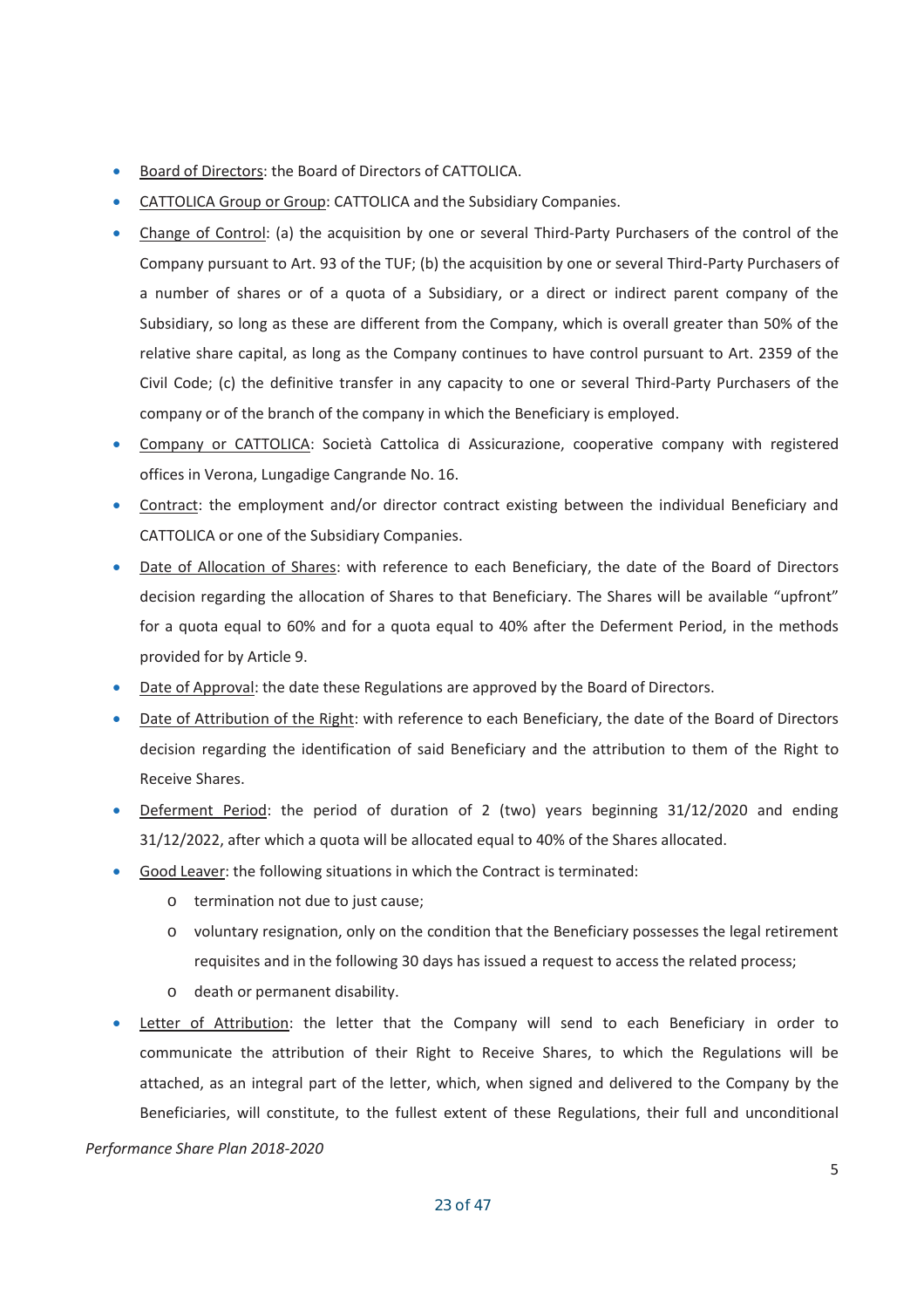- Board of Directors: the Board of Directors of CATTOLICA.
- CATTOLICA Group or Group: CATTOLICA and the Subsidiary Companies.
- Change of Control: (a) the acquisition by one or several Third-Party Purchasers of the control of the Company pursuant to Art. 93 of the TUF; (b) the acquisition by one or several Third-Party Purchasers of a number of shares or of a quota of a Subsidiary, or a direct or indirect parent company of the Subsidiary, so long as these are different from the Company, which is overall greater than 50% of the relative share capital, as long as the Company continues to have control pursuant to Art. 2359 of the Civil Code; (c) the definitive transfer in any capacity to one or several Third-Party Purchasers of the company or of the branch of the company in which the Beneficiary is employed.
- Company or CATTOLICA: Società Cattolica di Assicurazione, cooperative company with registered offices in Verona, Lungadige Cangrande No. 16.
- Contract: the employment and/or director contract existing between the individual Beneficiary and CATTOLICA or one of the Subsidiary Companies.
- Date of Allocation of Shares: with reference to each Beneficiary, the date of the Board of Directors decision regarding the allocation of Shares to that Beneficiary. The Shares will be available "upfront" for a quota equal to 60% and for a quota equal to 40% after the Deferment Period, in the methods provided for by Article 9.
- Date of Approval: the date these Regulations are approved by the Board of Directors.
- Date of Attribution of the Right: with reference to each Beneficiary, the date of the Board of Directors decision regarding the identification of said Beneficiary and the attribution to them of the Right to Receive Shares.
- Deferment Period: the period of duration of 2 (two) years beginning 31/12/2020 and ending 31/12/2022, after which a quota will be allocated equal to 40% of the Shares allocated.
- Good Leaver: the following situations in which the Contract is terminated:
  - termination not due to just cause;
  - voluntary resignation, only on the condition that the Beneficiary possesses the legal retirement requisites and in the following 30 days has issued a request to access the related process;
  - death or permanent disability.
- Letter of Attribution: the letter that the Company will send to each Beneficiary in order to communicate the attribution of their Right to Receive Shares, to which the Regulations will be attached, as an integral part of the letter, which, when signed and delivered to the Company by the Beneficiaries, will constitute, to the fullest extent of these Regulations, their full and unconditional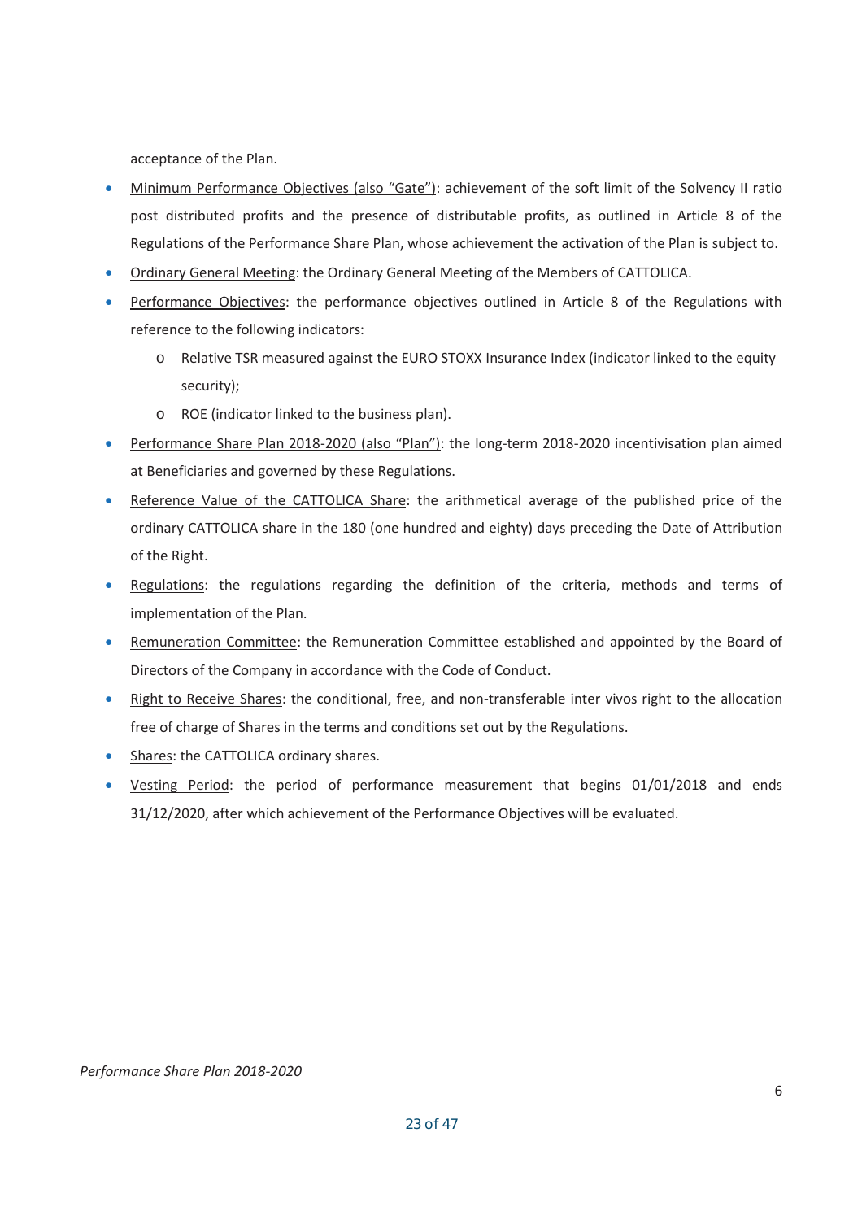acceptance of the Plan.

- Minimum Performance Objectives (also "Gate"): achievement of the soft limit of the Solvency II ratio post distributed profits and the presence of distributable profits, as outlined in Article 8 of the Regulations of the Performance Share Plan, whose achievement the activation of the Plan is subject to.
- Ordinary General Meeting: the Ordinary General Meeting of the Members of CATTOLICA.
- Performance Objectives: the performance objectives outlined in Article 8 of the Regulations with reference to the following indicators:
  - Relative TSR measured against the EURO STOXX Insurance Index (indicator linked to the equity security);
  - ROE (indicator linked to the business plan).
- Performance Share Plan 2018-2020 (also "Plan"): the long-term 2018-2020 incentivisation plan aimed at Beneficiaries and governed by these Regulations.
- Reference Value of the CATTOLICA Share: the arithmetical average of the published price of the ordinary CATTOLICA share in the 180 (one hundred and eighty) days preceding the Date of Attribution of the Right.
- Regulations: the regulations regarding the definition of the criteria, methods and terms of implementation of the Plan.
- Remuneration Committee: the Remuneration Committee established and appointed by the Board of Directors of the Company in accordance with the Code of Conduct.
- Right to Receive Shares: the conditional, free, and non-transferable inter vivos right to the allocation free of charge of Shares in the terms and conditions set out by the Regulations.
- Shares: the CATTOLICA ordinary shares.
- Vesting Period: the period of performance measurement that begins 01/01/2018 and ends 31/12/2020, after which achievement of the Performance Objectives will be evaluated.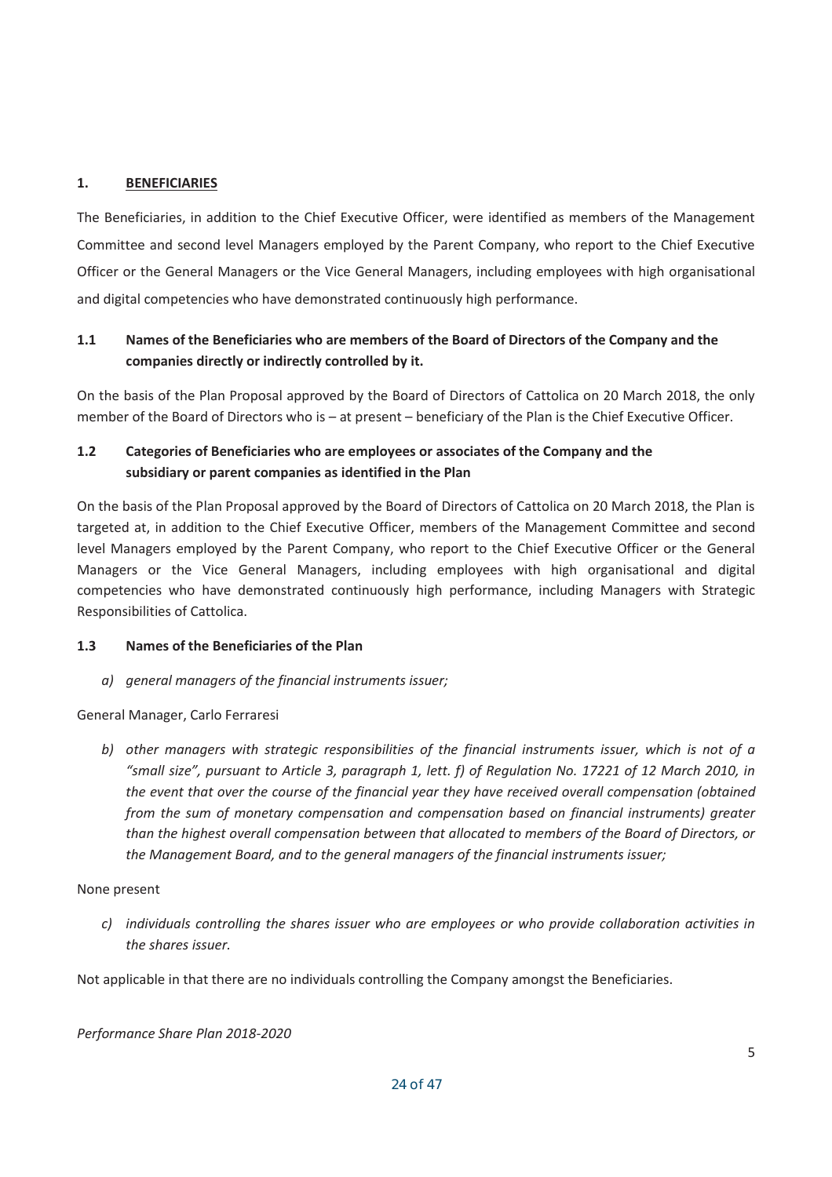## 1. BENEFICIARIES

The Beneficiaries, in addition to the Chief Executive Officer, were identified as members of the Management Committee and second level Managers employed by the Parent Company, who report to the Chief Executive Officer or the General Managers or the Vice General Managers, including employees with high organisational and digital competencies who have demonstrated continuously high performance.

### 1.1 Names of the Beneficiaries who are members of the Board of Directors of the Company and the companies directly or indirectly controlled by it.

On the basis of the Plan Proposal approved by the Board of Directors of Cattolica on 20 March 2018, the only member of the Board of Directors who is – at present – beneficiary of the Plan is the Chief Executive Officer.

### 1.2 Categories of Beneficiaries who are employees or associates of the Company and the subsidiary or parent companies as identified in the Plan

On the basis of the Plan Proposal approved by the Board of Directors of Cattolica on 20 March 2018, the Plan is targeted at, in addition to the Chief Executive Officer, members of the Management Committee and second level Managers employed by the Parent Company, who report to the Chief Executive Officer or the General Managers or the Vice General Managers, including employees with high organisational and digital competencies who have demonstrated continuously high performance, including Managers with Strategic Responsibilities of Cattolica.

### 1.3 Names of the Beneficiaries of the Plan

a) *general managers of the financial instruments issuer;*

General Manager, Carlo Ferraresi

b) *other managers with strategic responsibilities of the financial instruments issuer, which is not of a "small size", pursuant to Article 3, paragraph 1, lett. f) of Regulation No. 17221 of 12 March 2010, in the event that over the course of the financial year they have received overall compensation (obtained from the sum of monetary compensation and compensation based on financial instruments) greater than the highest overall compensation between that allocated to members of the Board of Directors, or the Management Board, and to the general managers of the financial instruments issuer;*

None present

c) *individuals controlling the shares issuer who are employees or who provide collaboration activities in the shares issuer.*

Not applicable in that there are no individuals controlling the Company amongst the Beneficiaries.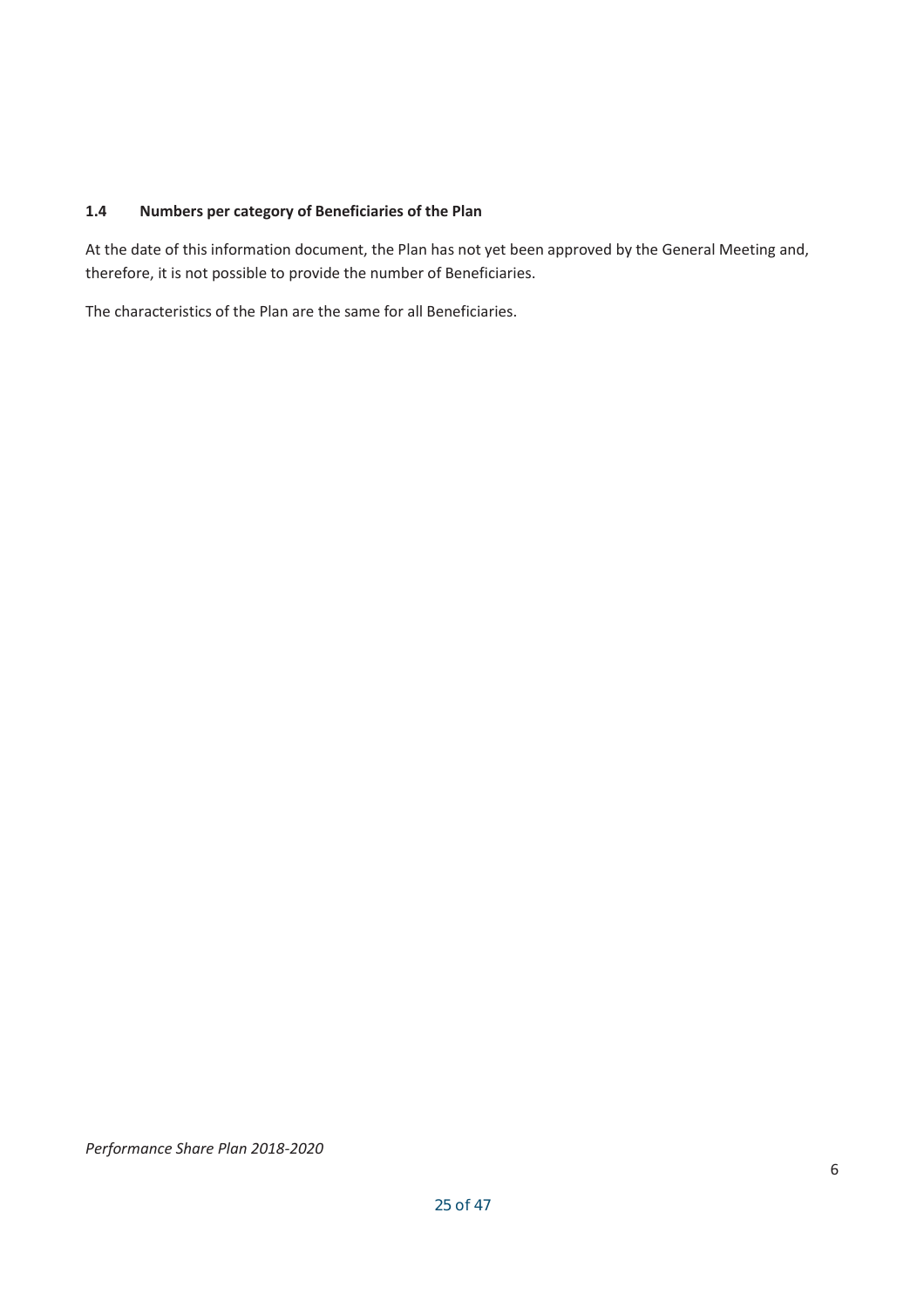### 1.4 Numbers per category of Beneficiaries of the Plan

At the date of this information document, the Plan has not yet been approved by the General Meeting and, therefore, it is not possible to provide the number of Beneficiaries.

The characteristics of the Plan are the same for all Beneficiaries.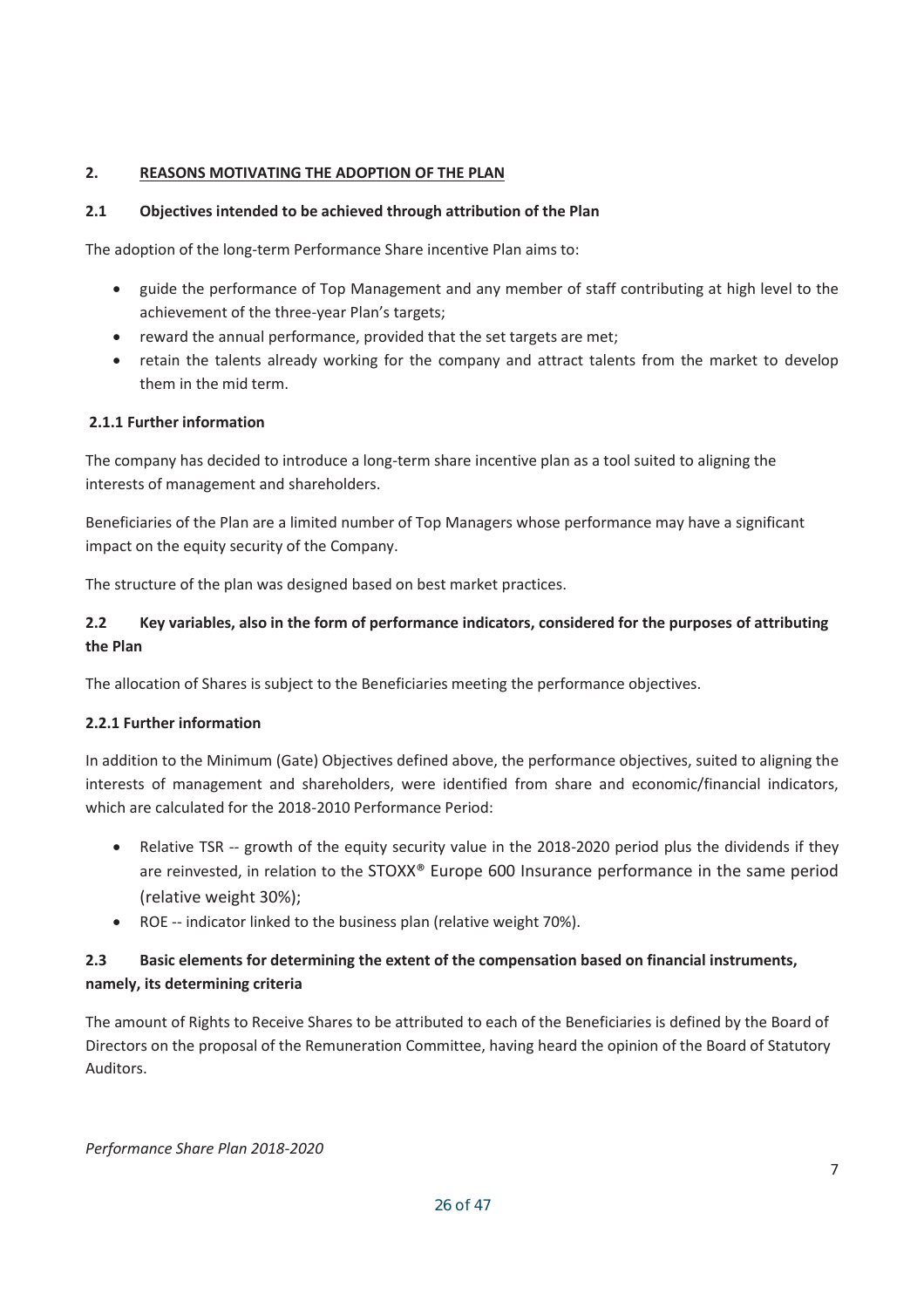## 2. REASONS MOTIVATING THE ADOPTION OF THE PLAN

### 2.1 Objectives intended to be achieved through attribution of the Plan

The adoption of the long-term Performance Share incentive Plan aims to:

- guide the performance of Top Management and any member of staff contributing at high level to the achievement of the three-year Plan's targets;
- reward the annual performance, provided that the set targets are met;
- retain the talents already working for the company and attract talents from the market to develop them in the mid term.

#### 2.1.1 Further information

The company has decided to introduce a long-term share incentive plan as a tool suited to aligning the interests of management and shareholders.

Beneficiaries of the Plan are a limited number of Top Managers whose performance may have a significant impact on the equity security of the Company.

The structure of the plan was designed based on best market practices.

### 2.2 Key variables, also in the form of performance indicators, considered for the purposes of attributing the Plan

The allocation of Shares is subject to the Beneficiaries meeting the performance objectives.

#### 2.2.1 Further information

In addition to the Minimum (Gate) Objectives defined above, the performance objectives, suited to aligning the interests of management and shareholders, were identified from share and economic/financial indicators, which are calculated for the 2018-2010 Performance Period:

- Relative TSR -- growth of the equity security value in the 2018-2020 period plus the dividends if they are reinvested, in relation to the STOXX® Europe 600 Insurance performance in the same period (relative weight 30%);
- ROE -- indicator linked to the business plan (relative weight 70%).

### 2.3 Basic elements for determining the extent of the compensation based on financial instruments, namely, its determining criteria

The amount of Rights to Receive Shares to be attributed to each of the Beneficiaries is defined by the Board of Directors on the proposal of the Remuneration Committee, having heard the opinion of the Board of Statutory Auditors.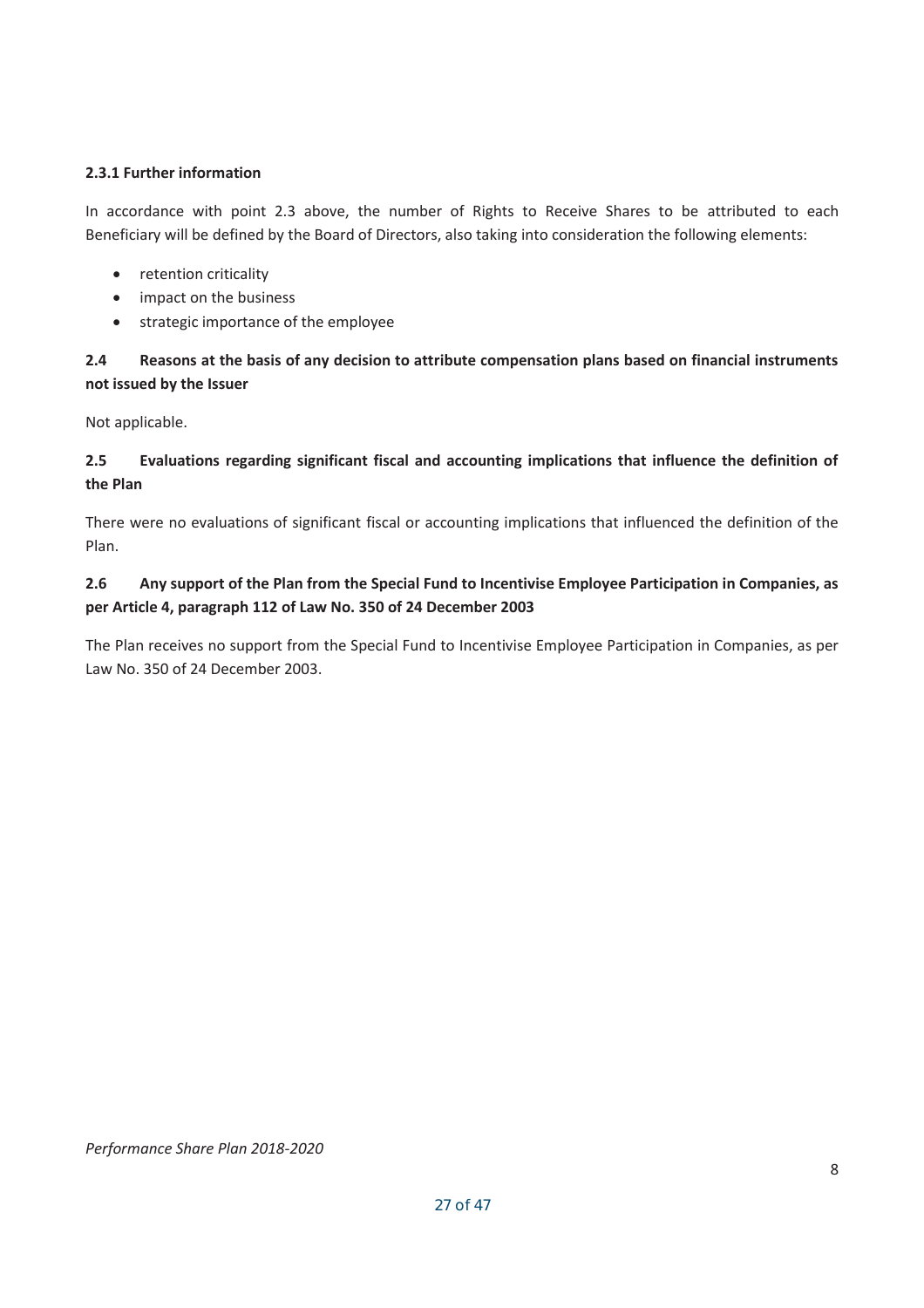#### 2.3.1 Further information

In accordance with point 2.3 above, the number of Rights to Receive Shares to be attributed to each Beneficiary will be defined by the Board of Directors, also taking into consideration the following elements:

- retention criticality
- impact on the business
- strategic importance of the employee

### 2.4 Reasons at the basis of any decision to attribute compensation plans based on financial instruments not issued by the Issuer

Not applicable.

### 2.5 Evaluations regarding significant fiscal and accounting implications that influence the definition of the Plan

There were no evaluations of significant fiscal or accounting implications that influenced the definition of the Plan.

### 2.6 Any support of the Plan from the Special Fund to Incentivise Employee Participation in Companies, as per Article 4, paragraph 112 of Law No. 350 of 24 December 2003

The Plan receives no support from the Special Fund to Incentivise Employee Participation in Companies, as per Law No. 350 of 24 December 2003.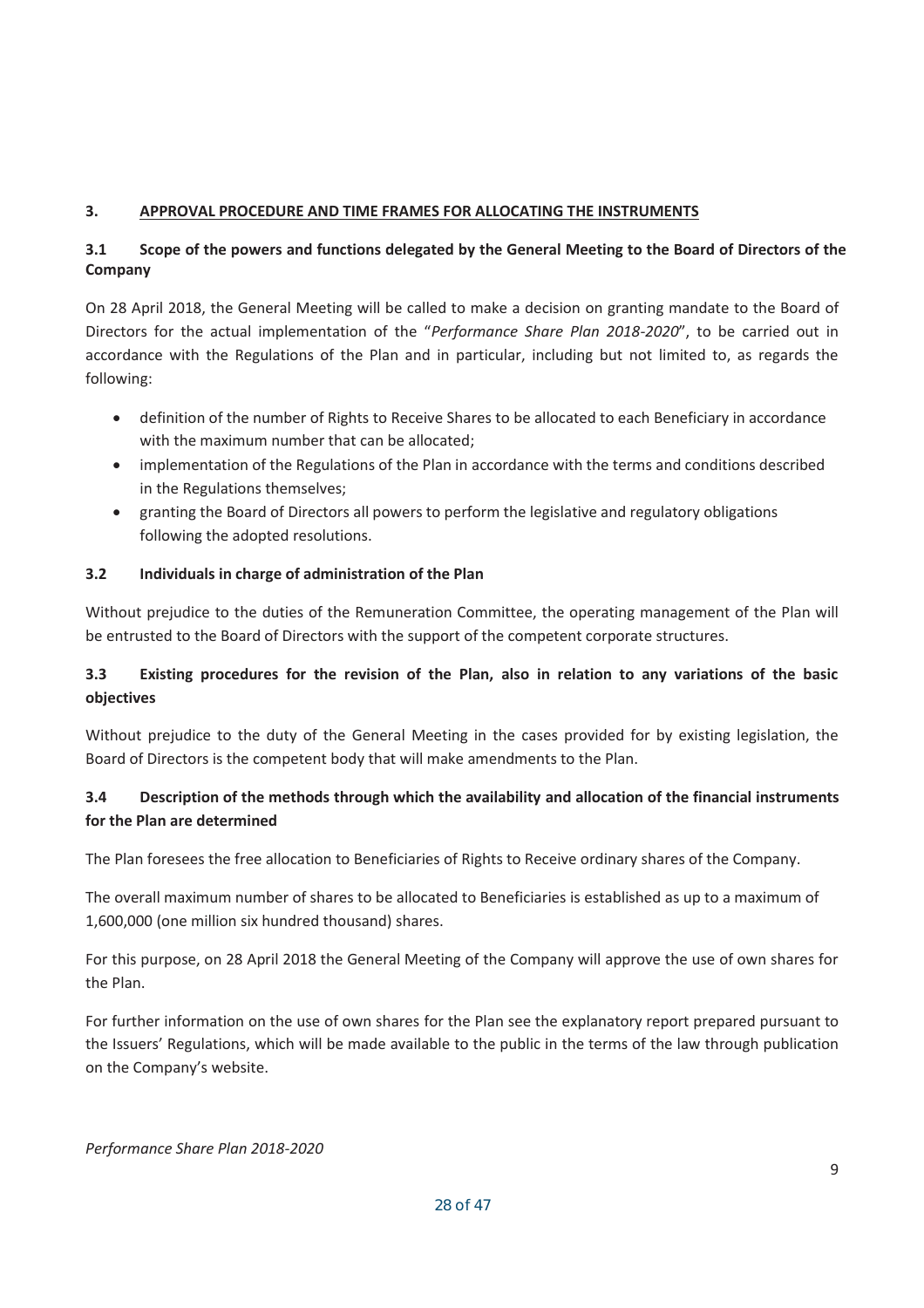## 3. APPROVAL PROCEDURE AND TIME FRAMES FOR ALLOCATING THE INSTRUMENTS

### 3.1 Scope of the powers and functions delegated by the General Meeting to the Board of Directors of the Company

On 28 April 2018, the General Meeting will be called to make a decision on granting mandate to the Board of Directors for the actual implementation of the "*Performance Share Plan 2018-2020*", to be carried out in accordance with the Regulations of the Plan and in particular, including but not limited to, as regards the following:

- definition of the number of Rights to Receive Shares to be allocated to each Beneficiary in accordance with the maximum number that can be allocated;
- implementation of the Regulations of the Plan in accordance with the terms and conditions described in the Regulations themselves;
- granting the Board of Directors all powers to perform the legislative and regulatory obligations following the adopted resolutions.

### 3.2 Individuals in charge of administration of the Plan

Without prejudice to the duties of the Remuneration Committee, the operating management of the Plan will be entrusted to the Board of Directors with the support of the competent corporate structures.

### 3.3 Existing procedures for the revision of the Plan, also in relation to any variations of the basic objectives

Without prejudice to the duty of the General Meeting in the cases provided for by existing legislation, the Board of Directors is the competent body that will make amendments to the Plan.

### 3.4 Description of the methods through which the availability and allocation of the financial instruments for the Plan are determined

The Plan foresees the free allocation to Beneficiaries of Rights to Receive ordinary shares of the Company.

The overall maximum number of shares to be allocated to Beneficiaries is established as up to a maximum of 1,600,000 (one million six hundred thousand) shares.

For this purpose, on 28 April 2018 the General Meeting of the Company will approve the use of own shares for the Plan.

For further information on the use of own shares for the Plan see the explanatory report prepared pursuant to the Issuers' Regulations, which will be made available to the public in the terms of the law through publication on the Company's website.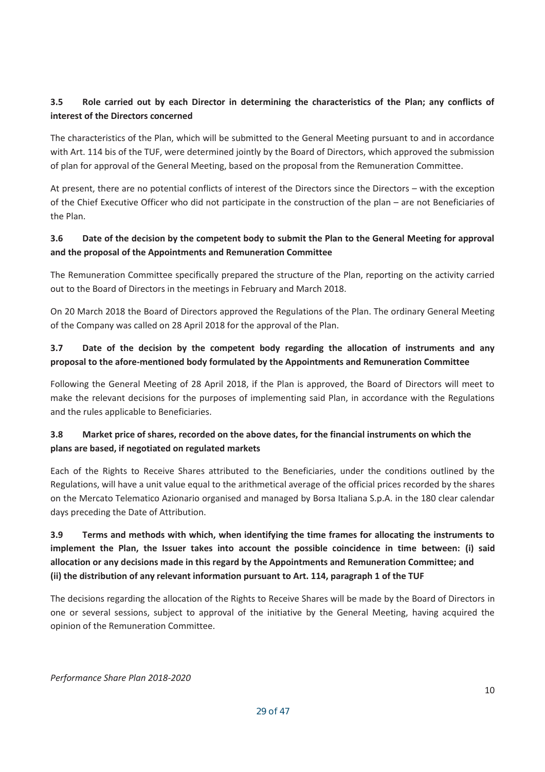### 3.5 Role carried out by each Director in determining the characteristics of the Plan; any conflicts of interest of the Directors concerned

The characteristics of the Plan, which will be submitted to the General Meeting pursuant to and in accordance with Art. 114 bis of the TUF, were determined jointly by the Board of Directors, which approved the submission of plan for approval of the General Meeting, based on the proposal from the Remuneration Committee.

At present, there are no potential conflicts of interest of the Directors since the Directors – with the exception of the Chief Executive Officer who did not participate in the construction of the plan – are not Beneficiaries of the Plan.

### 3.6 Date of the decision by the competent body to submit the Plan to the General Meeting for approval and the proposal of the Appointments and Remuneration Committee

The Remuneration Committee specifically prepared the structure of the Plan, reporting on the activity carried out to the Board of Directors in the meetings in February and March 2018.

On 20 March 2018 the Board of Directors approved the Regulations of the Plan. The ordinary General Meeting of the Company was called on 28 April 2018 for the approval of the Plan.

### 3.7 Date of the decision by the competent body regarding the allocation of instruments and any proposal to the afore-mentioned body formulated by the Appointments and Remuneration Committee

Following the General Meeting of 28 April 2018, if the Plan is approved, the Board of Directors will meet to make the relevant decisions for the purposes of implementing said Plan, in accordance with the Regulations and the rules applicable to Beneficiaries.

### 3.8 Market price of shares, recorded on the above dates, for the financial instruments on which the plans are based, if negotiated on regulated markets

Each of the Rights to Receive Shares attributed to the Beneficiaries, under the conditions outlined by the Regulations, will have a unit value equal to the arithmetical average of the official prices recorded by the shares on the Mercato Telematico Azionario organised and managed by Borsa Italiana S.p.A. in the 180 clear calendar days preceding the Date of Attribution.

### 3.9 Terms and methods with which, when identifying the time frames for allocating the instruments to implement the Plan, the Issuer takes into account the possible coincidence in time between: (i) said allocation or any decisions made in this regard by the Appointments and Remuneration Committee; and (ii) the distribution of any relevant information pursuant to Art. 114, paragraph 1 of the TUF

The decisions regarding the allocation of the Rights to Receive Shares will be made by the Board of Directors in one or several sessions, subject to approval of the initiative by the General Meeting, having acquired the opinion of the Remuneration Committee.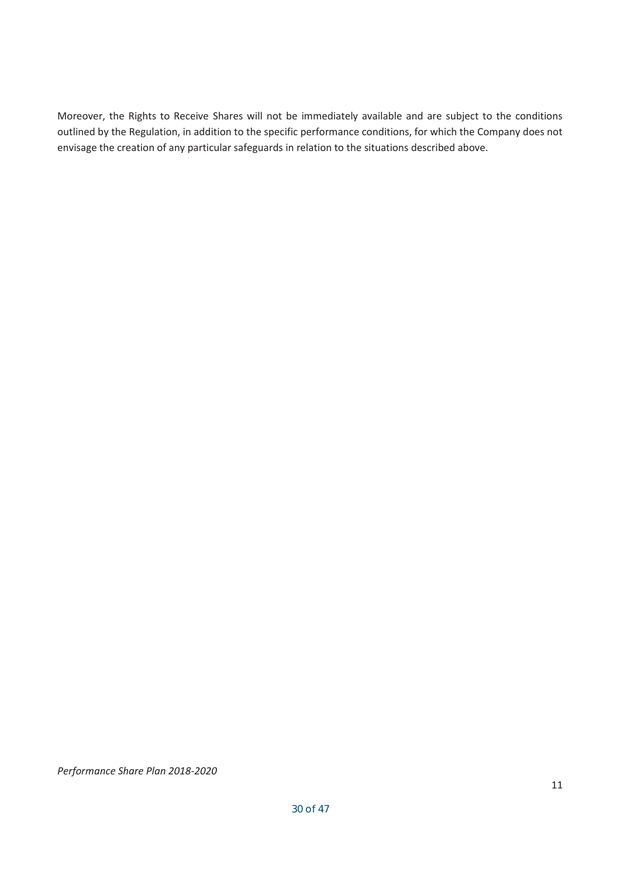Moreover, the Rights to Receive Shares will not be immediately available and are subject to the conditions outlined by the Regulation, in addition to the specific performance conditions, for which the Company does not envisage the creation of any particular safeguards in relation to the situations described above.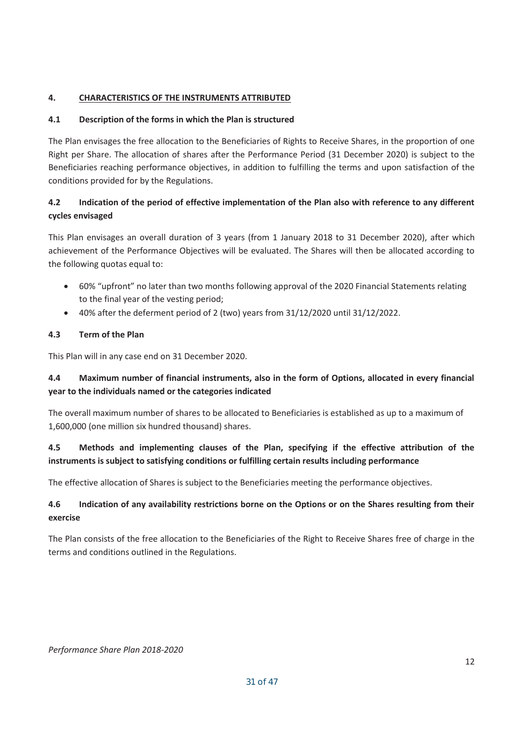## 4. CHARACTERISTICS OF THE INSTRUMENTS ATTRIBUTED

### 4.1 Description of the forms in which the Plan is structured

The Plan envisages the free allocation to the Beneficiaries of Rights to Receive Shares, in the proportion of one Right per Share. The allocation of shares after the Performance Period (31 December 2020) is subject to the Beneficiaries reaching performance objectives, in addition to fulfilling the terms and upon satisfaction of the conditions provided for by the Regulations.

### 4.2 Indication of the period of effective implementation of the Plan also with reference to any different cycles envisaged

This Plan envisages an overall duration of 3 years (from 1 January 2018 to 31 December 2020), after which achievement of the Performance Objectives will be evaluated. The Shares will then be allocated according to the following quotas equal to:

- 60% "upfront" no later than two months following approval of the 2020 Financial Statements relating to the final year of the vesting period;
- 40% after the deferment period of 2 (two) years from 31/12/2020 until 31/12/2022.

### 4.3 Term of the Plan

This Plan will in any case end on 31 December 2020.

### 4.4 Maximum number of financial instruments, also in the form of Options, allocated in every financial year to the individuals named or the categories indicated

The overall maximum number of shares to be allocated to Beneficiaries is established as up to a maximum of 1,600,000 (one million six hundred thousand) shares.

### 4.5 Methods and implementing clauses of the Plan, specifying if the effective attribution of the instruments is subject to satisfying conditions or fulfilling certain results including performance

The effective allocation of Shares is subject to the Beneficiaries meeting the performance objectives.

### 4.6 Indication of any availability restrictions borne on the Options or on the Shares resulting from their exercise

The Plan consists of the free allocation to the Beneficiaries of the Right to Receive Shares free of charge in the terms and conditions outlined in the Regulations.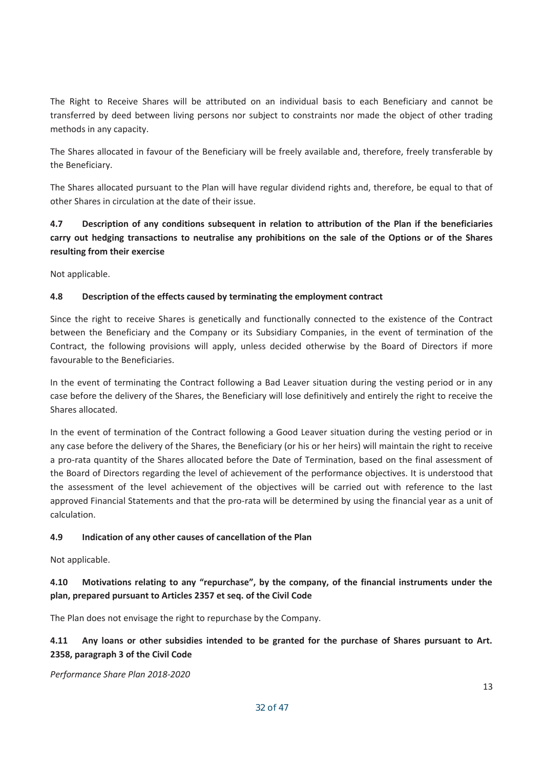The Right to Receive Shares will be attributed on an individual basis to each Beneficiary and cannot be transferred by deed between living persons nor subject to constraints nor made the object of other trading methods in any capacity.

The Shares allocated in favour of the Beneficiary will be freely available and, therefore, freely transferable by the Beneficiary.

The Shares allocated pursuant to the Plan will have regular dividend rights and, therefore, be equal to that of other Shares in circulation at the date of their issue.

**4.7 Description of any conditions subsequent in relation to attribution of the Plan if the beneficiaries carry out hedging transactions to neutralise any prohibitions on the sale of the Options or of the Shares resulting from their exercise**

Not applicable.

**4.8 Description of the effects caused by terminating the employment contract**

Since the right to receive Shares is genetically and functionally connected to the existence of the Contract between the Beneficiary and the Company or its Subsidiary Companies, in the event of termination of the Contract, the following provisions will apply, unless decided otherwise by the Board of Directors if more favourable to the Beneficiaries.

In the event of terminating the Contract following a Bad Leaver situation during the vesting period or in any case before the delivery of the Shares, the Beneficiary will lose definitively and entirely the right to receive the Shares allocated.

In the event of termination of the Contract following a Good Leaver situation during the vesting period or in any case before the delivery of the Shares, the Beneficiary (or his or her heirs) will maintain the right to receive a pro-rata quantity of the Shares allocated before the Date of Termination, based on the final assessment of the Board of Directors regarding the level of achievement of the performance objectives. It is understood that the assessment of the level achievement of the objectives will be carried out with reference to the last approved Financial Statements and that the pro-rata will be determined by using the financial year as a unit of calculation.

**4.9 Indication of any other causes of cancellation of the Plan**

Not applicable.

**4.10 Motivations relating to any "repurchase", by the company, of the financial instruments under the plan, prepared pursuant to Articles 2357 et seq. of the Civil Code**

The Plan does not envisage the right to repurchase by the Company.

**4.11 Any loans or other subsidies intended to be granted for the purchase of Shares pursuant to Art. 2358, paragraph 3 of the Civil Code**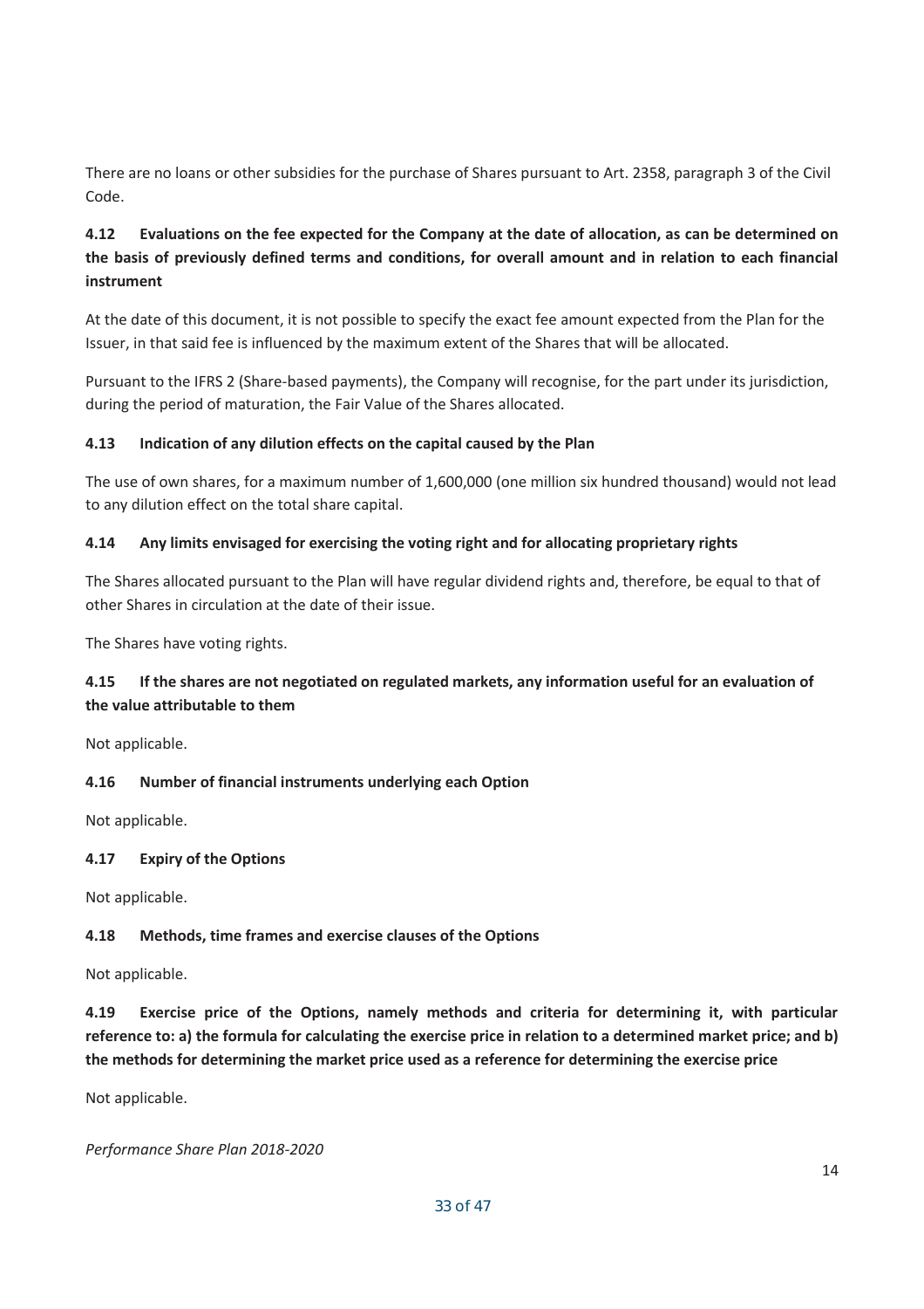There are no loans or other subsidies for the purchase of Shares pursuant to Art. 2358, paragraph 3 of the Civil Code.

### 4.12 Evaluations on the fee expected for the Company at the date of allocation, as can be determined on the basis of previously defined terms and conditions, for overall amount and in relation to each financial instrument

At the date of this document, it is not possible to specify the exact fee amount expected from the Plan for the Issuer, in that said fee is influenced by the maximum extent of the Shares that will be allocated.

Pursuant to the IFRS 2 (Share-based payments), the Company will recognise, for the part under its jurisdiction, during the period of maturation, the Fair Value of the Shares allocated.

### 4.13 Indication of any dilution effects on the capital caused by the Plan

The use of own shares, for a maximum number of 1,600,000 (one million six hundred thousand) would not lead to any dilution effect on the total share capital.

### 4.14 Any limits envisaged for exercising the voting right and for allocating proprietary rights

The Shares allocated pursuant to the Plan will have regular dividend rights and, therefore, be equal to that of other Shares in circulation at the date of their issue.

The Shares have voting rights.

### 4.15 If the shares are not negotiated on regulated markets, any information useful for an evaluation of the value attributable to them

Not applicable.

### 4.16 Number of financial instruments underlying each Option

Not applicable.

### 4.17 Expiry of the Options

Not applicable.

### 4.18 Methods, time frames and exercise clauses of the Options

Not applicable.

### 4.19 Exercise price of the Options, namely methods and criteria for determining it, with particular reference to: a) the formula for calculating the exercise price in relation to a determined market price; and b) the methods for determining the market price used as a reference for determining the exercise price

Not applicable.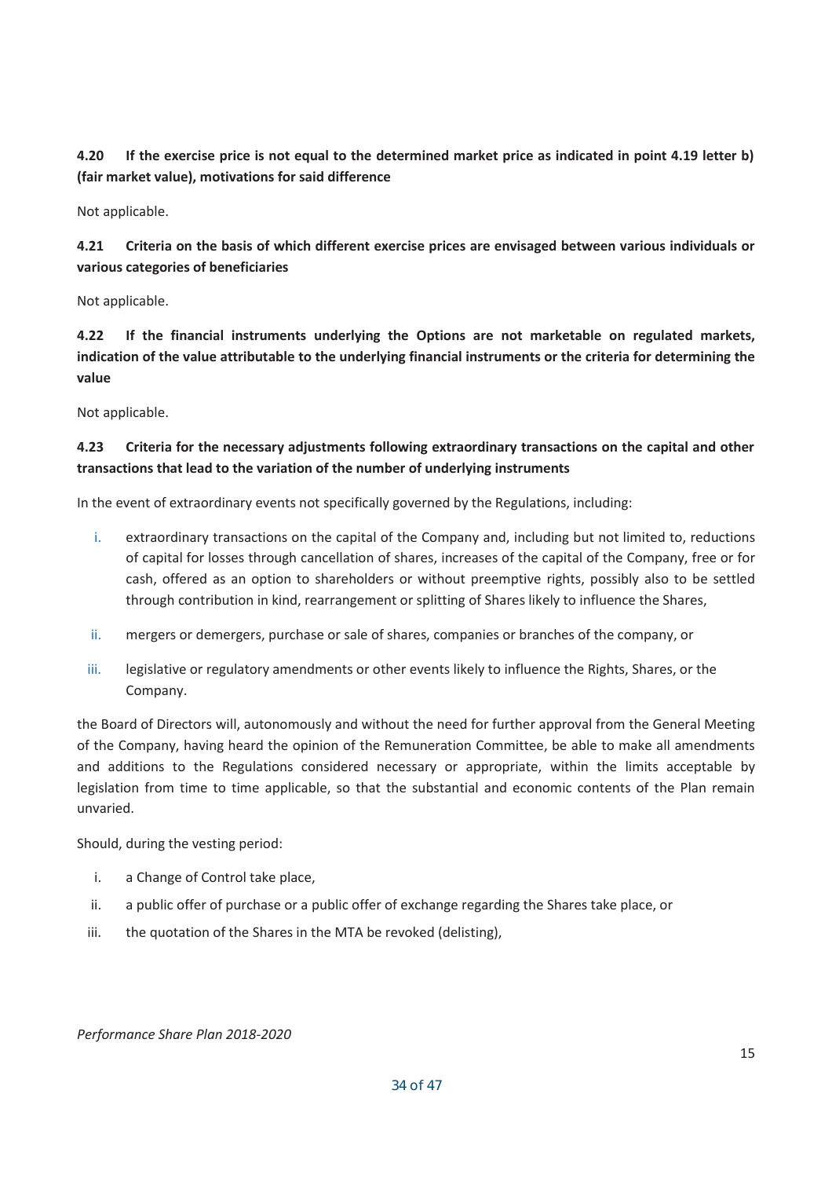**4.20 If the exercise price is not equal to the determined market price as indicated in point 4.19 letter b) (fair market value), motivations for said difference**

Not applicable.

**4.21 Criteria on the basis of which different exercise prices are envisaged between various individuals or various categories of beneficiaries**

Not applicable.

**4.22 If the financial instruments underlying the Options are not marketable on regulated markets, indication of the value attributable to the underlying financial instruments or the criteria for determining the value**

Not applicable.

**4.23 Criteria for the necessary adjustments following extraordinary transactions on the capital and other transactions that lead to the variation of the number of underlying instruments**

In the event of extraordinary events not specifically governed by the Regulations, including:

i. extraordinary transactions on the capital of the Company and, including but not limited to, reductions of capital for losses through cancellation of shares, increases of the capital of the Company, free or for cash, offered as an option to shareholders or without preemptive rights, possibly also to be settled through contribution in kind, rearrangement or splitting of Shares likely to influence the Shares,

ii. mergers or demergers, purchase or sale of shares, companies or branches of the company, or

iii. legislative or regulatory amendments or other events likely to influence the Rights, Shares, or the Company.

the Board of Directors will, autonomously and without the need for further approval from the General Meeting of the Company, having heard the opinion of the Remuneration Committee, be able to make all amendments and additions to the Regulations considered necessary or appropriate, within the limits acceptable by legislation from time to time applicable, so that the substantial and economic contents of the Plan remain unvaried.

Should, during the vesting period:

i. a Change of Control take place,

ii. a public offer of purchase or a public offer of exchange regarding the Shares take place, or

iii. the quotation of the Shares in the MTA be revoked (delisting),

*Performance Share Plan 2018-2020*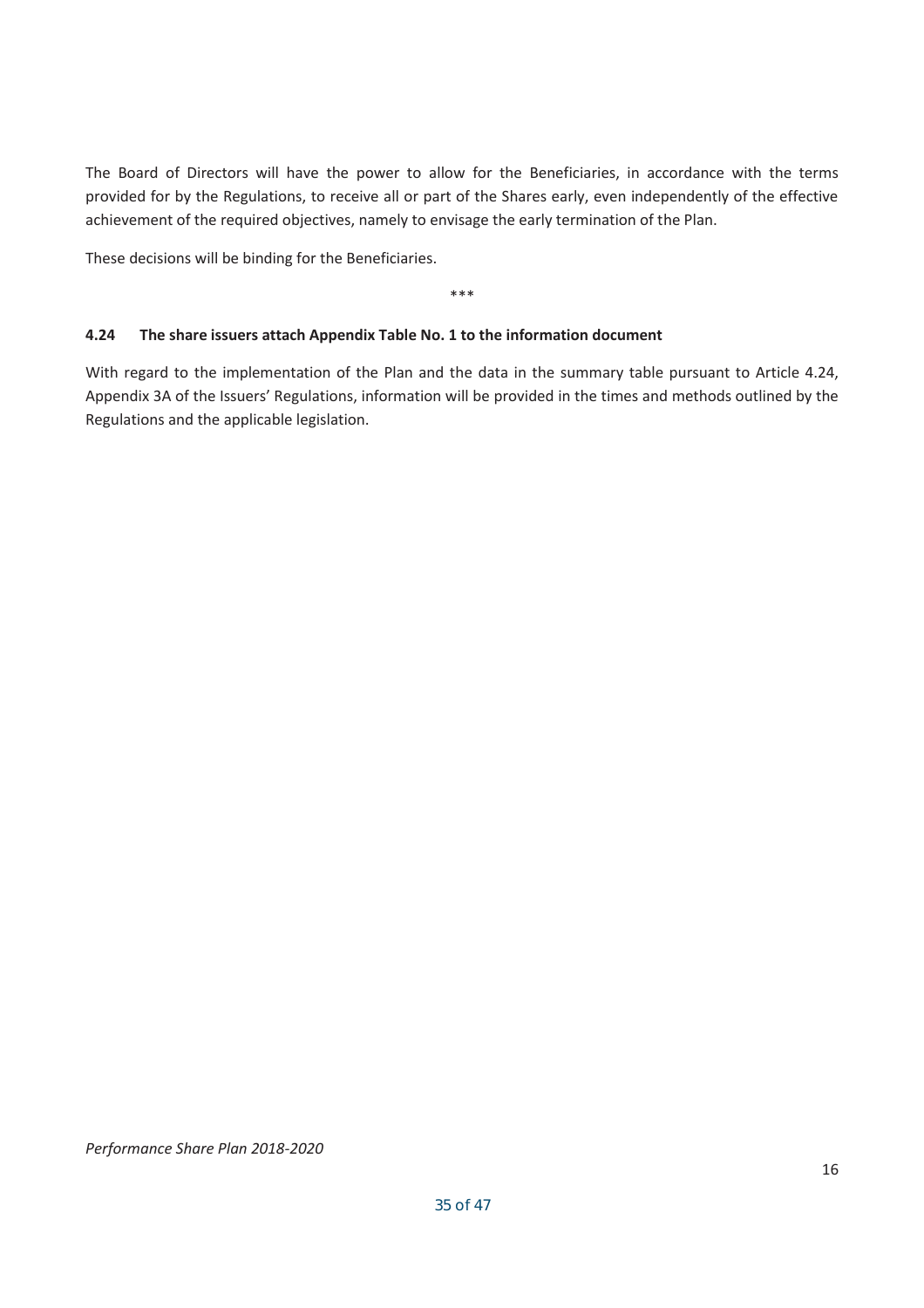The Board of Directors will have the power to allow for the Beneficiaries, in accordance with the terms provided for by the Regulations, to receive all or part of the Shares early, even independently of the effective achievement of the required objectives, namely to envisage the early termination of the Plan.

These decisions will be binding for the Beneficiaries.

\*\*\*

### 4.24 The share issuers attach Appendix Table No. 1 to the information document

With regard to the implementation of the Plan and the data in the summary table pursuant to Article 4.24, Appendix 3A of the Issuers' Regulations, information will be provided in the times and methods outlined by the Regulations and the applicable legislation.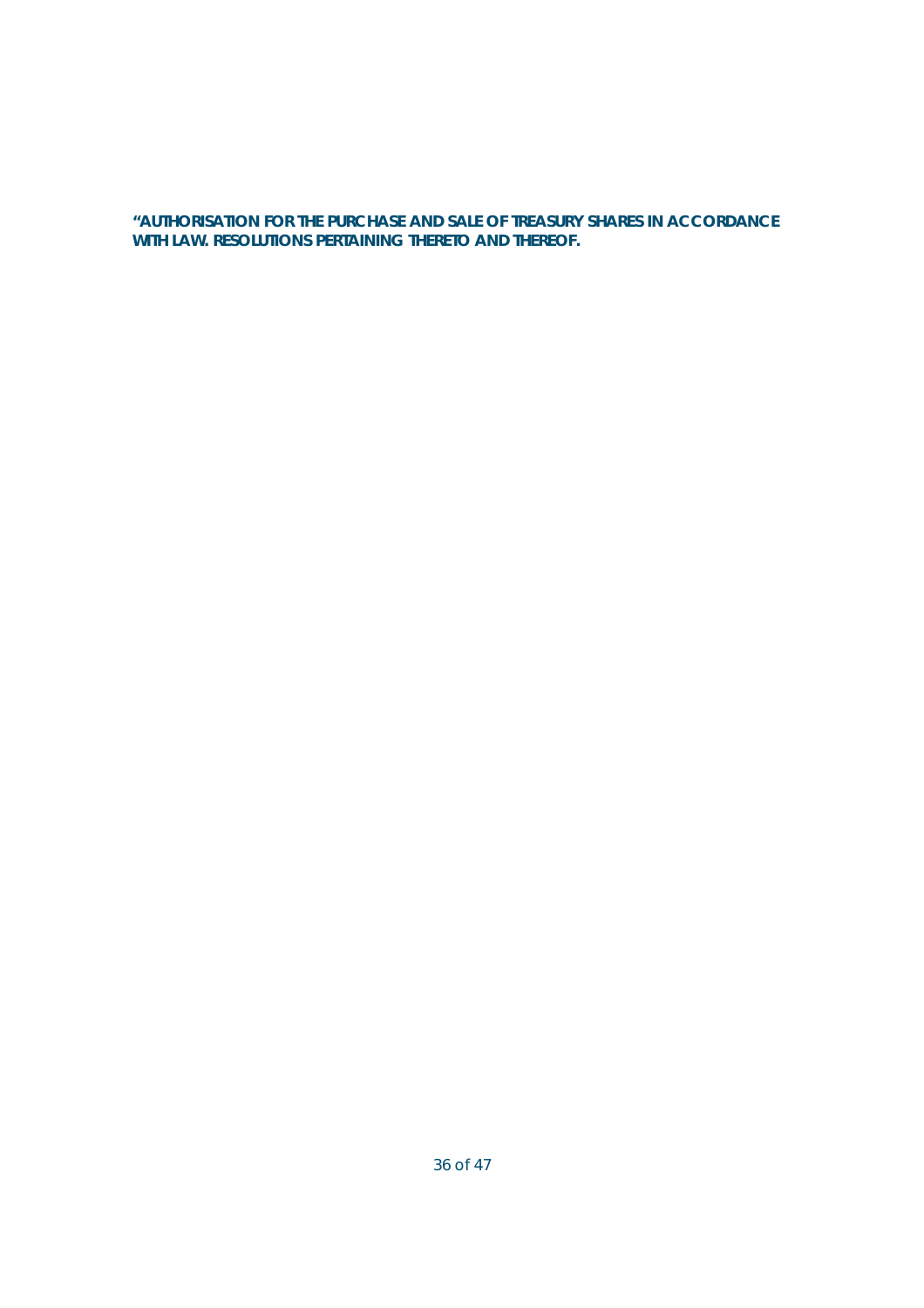**"AUTHORISATION FOR THE PURCHASE AND SALE OF TREASURY SHARES IN ACCORDANCE WITH LAW. RESOLUTIONS PERTAINING THERETO AND THEREOF.**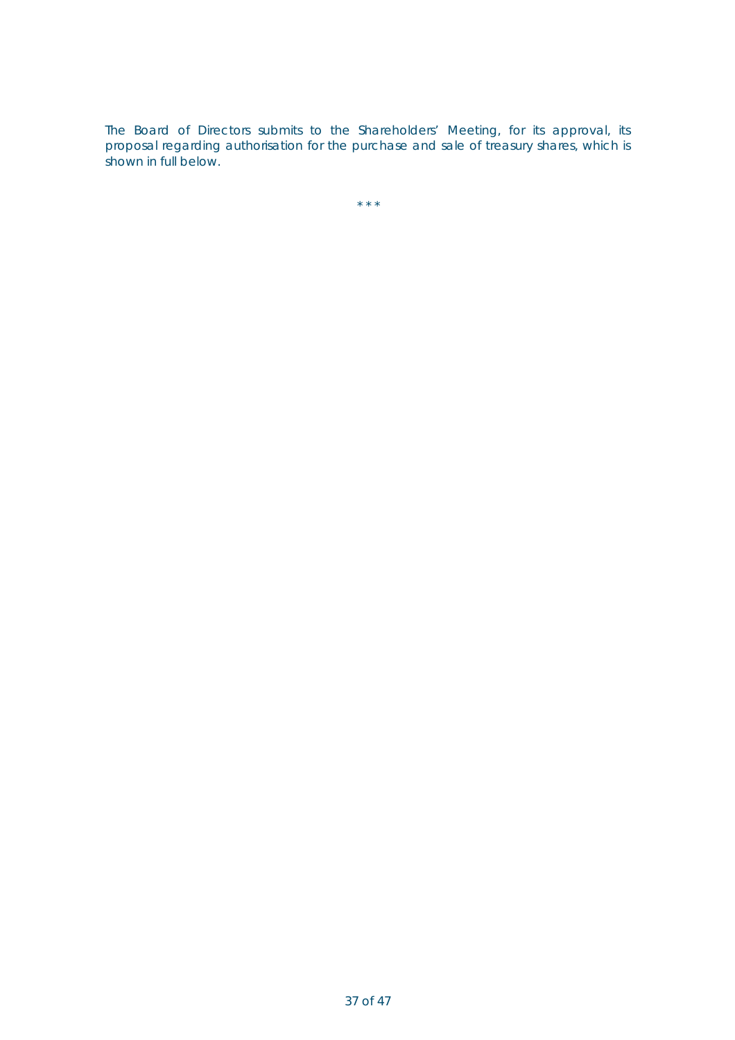The Board of Directors submits to the Shareholders' Meeting, for its approval, its proposal regarding authorisation for the purchase and sale of treasury shares, which is shown in full below.

\* \* \*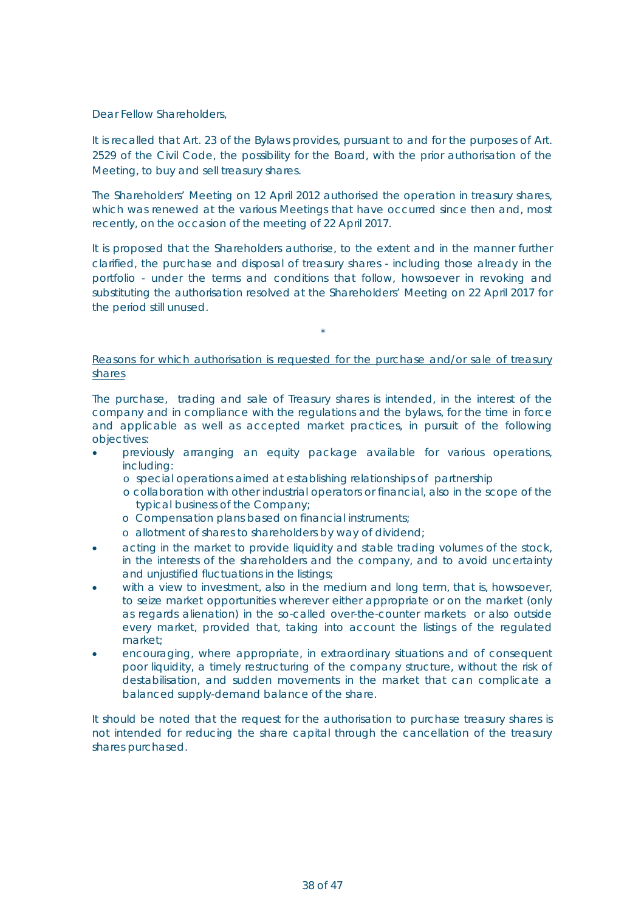Dear Fellow Shareholders,

It is recalled that Art. 23 of the Bylaws provides, pursuant to and for the purposes of Art. 2529 of the Civil Code, the possibility for the Board, with the prior authorisation of the Meeting, to buy and sell treasury shares.

The Shareholders' Meeting on 12 April 2012 authorised the operation in treasury shares, which was renewed at the various Meetings that have occurred since then and, most recently, on the occasion of the meeting of 22 April 2017.

It is proposed that the Shareholders authorise, to the extent and in the manner further clarified, the purchase and disposal of treasury shares - including those already in the portfolio - under the terms and conditions that follow, howsoever in revoking and substituting the authorisation resolved at the Shareholders' Meeting on 22 April 2017 for the period still unused.

\*

<u>Reasons for which authorisation is requested for the purchase and/or sale of treasury shares</u>

The purchase, trading and sale of Treasury shares is intended, in the interest of the company and in compliance with the regulations and the bylaws, for the time in force and applicable as well as accepted market practices, in pursuit of the following objectives:

- previously arranging an equity package available for various operations, including:
  - special operations aimed at establishing relationships of partnership
  - collaboration with other industrial operators or financial, also in the scope of the typical business of the Company;
  - Compensation plans based on financial instruments;
  - allotment of shares to shareholders by way of dividend;
- acting in the market to provide liquidity and stable trading volumes of the stock, in the interests of the shareholders and the company, and to avoid uncertainty and unjustified fluctuations in the listings;
- with a view to investment, also in the medium and long term, that is, howsoever, to seize market opportunities wherever either appropriate or on the market (only as regards alienation) in the so-called over-the-counter markets or also outside every market, provided that, taking into account the listings of the regulated market;
- encouraging, where appropriate, in extraordinary situations and of consequent poor liquidity, a timely restructuring of the company structure, without the risk of destabilisation, and sudden movements in the market that can complicate a balanced supply-demand balance of the share.

It should be noted that the request for the authorisation to purchase treasury shares is not intended for reducing the share capital through the cancellation of the treasury shares purchased.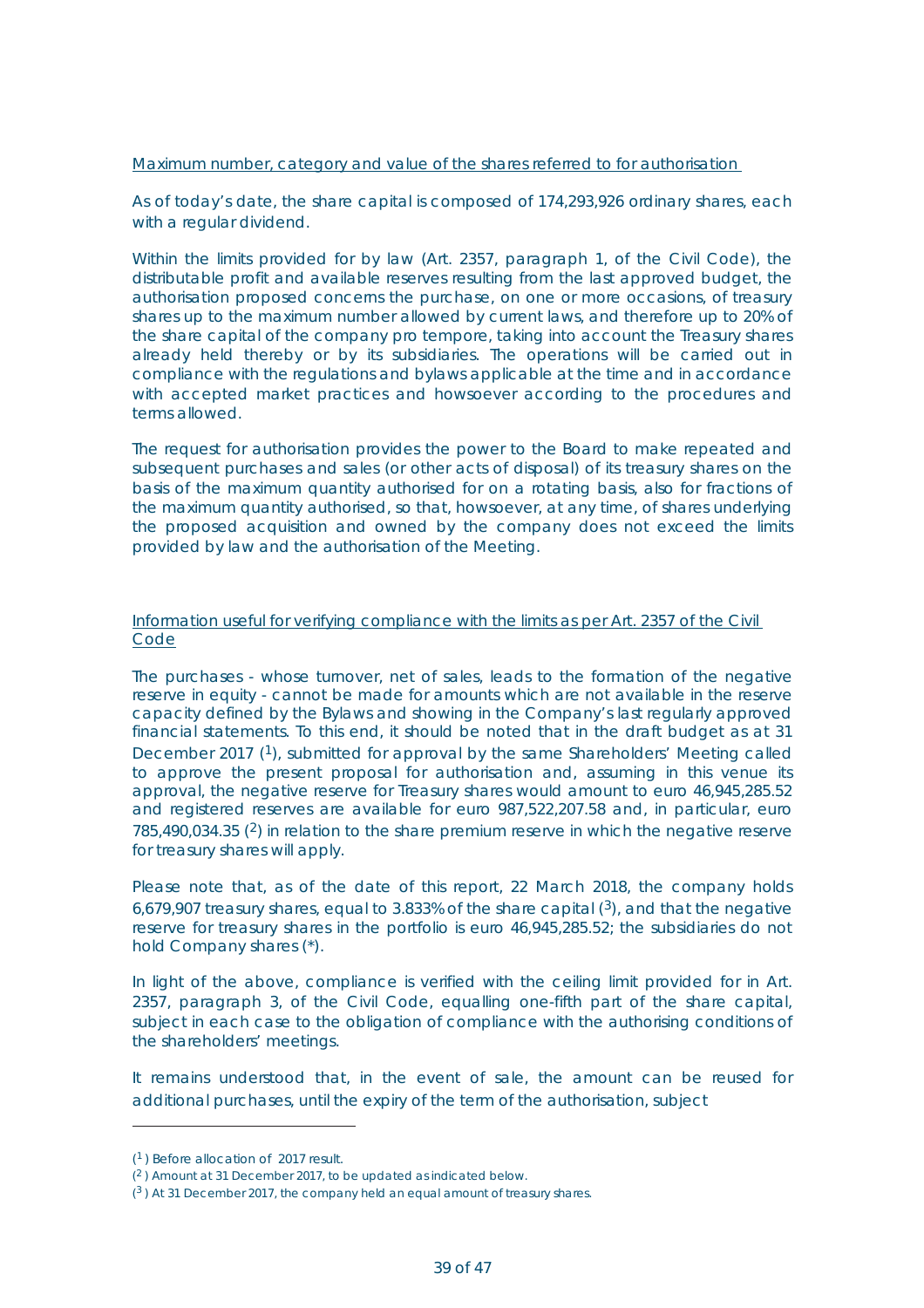Maximum number, category and value of the shares referred to for authorisation

As of today's date, the share capital is composed of 174,293,926 ordinary shares, each with a regular dividend.

Within the limits provided for by law (Art. 2357, paragraph 1, of the Civil Code), the distributable profit and available reserves resulting from the last approved budget, the authorisation proposed concerns the purchase, on one or more occasions, of treasury shares up to the maximum number allowed by current laws, and therefore up to 20% of the share capital of the company pro tempore, taking into account the Treasury shares already held thereby or by its subsidiaries. The operations will be carried out in compliance with the regulations and bylaws applicable at the time and in accordance with accepted market practices and howsoever according to the procedures and terms allowed.

The request for authorisation provides the power to the Board to make repeated and subsequent purchases and sales (or other acts of disposal) of its treasury shares on the basis of the maximum quantity authorised for on a rotating basis, also for fractions of the maximum quantity authorised, so that, howsoever, at any time, of shares underlying the proposed acquisition and owned by the company does not exceed the limits provided by law and the authorisation of the Meeting.

Information useful for verifying compliance with the limits as per Art. 2357 of the Civil Code

The purchases - whose turnover, net of sales, leads to the formation of the negative reserve in equity - cannot be made for amounts which are not available in the reserve capacity defined by the Bylaws and showing in the Company's last regularly approved financial statements. To this end, it should be noted that in the draft budget as at 31 December 2017 ([1]), submitted for approval by the same Shareholders' Meeting called to approve the present proposal for authorisation and, assuming in this venue its approval, the negative reserve for Treasury shares would amount to euro 46,945,285.52 and registered reserves are available for euro 987,522,207.58 and, in particular, euro 785,490,034.35 ([2]) in relation to the share premium reserve in which the negative reserve for treasury shares will apply.

Please note that, as of the date of this report, 22 March 2018, the company holds 6,679,907 treasury shares, equal to 3.833% of the share capital ([3]), and that the negative reserve for treasury shares in the portfolio is euro 46,945,285.52; the subsidiaries do not hold Company shares (*).

In light of the above, compliance is verified with the ceiling limit provided for in Art. 2357, paragraph 3, of the Civil Code, equalling one-fifth part of the share capital, subject in each case to the obligation of compliance with the authorising conditions of the shareholders' meetings.

It remains understood that, in the event of sale, the amount can be reused for additional purchases, until the expiry of the term of the authorisation, subject

---

([1]) Before allocation of 2017 result.

([2]) Amount at 31 December 2017, to be updated as indicated below.

([3]) At 31 December 2017, the company held an equal amount of treasury shares.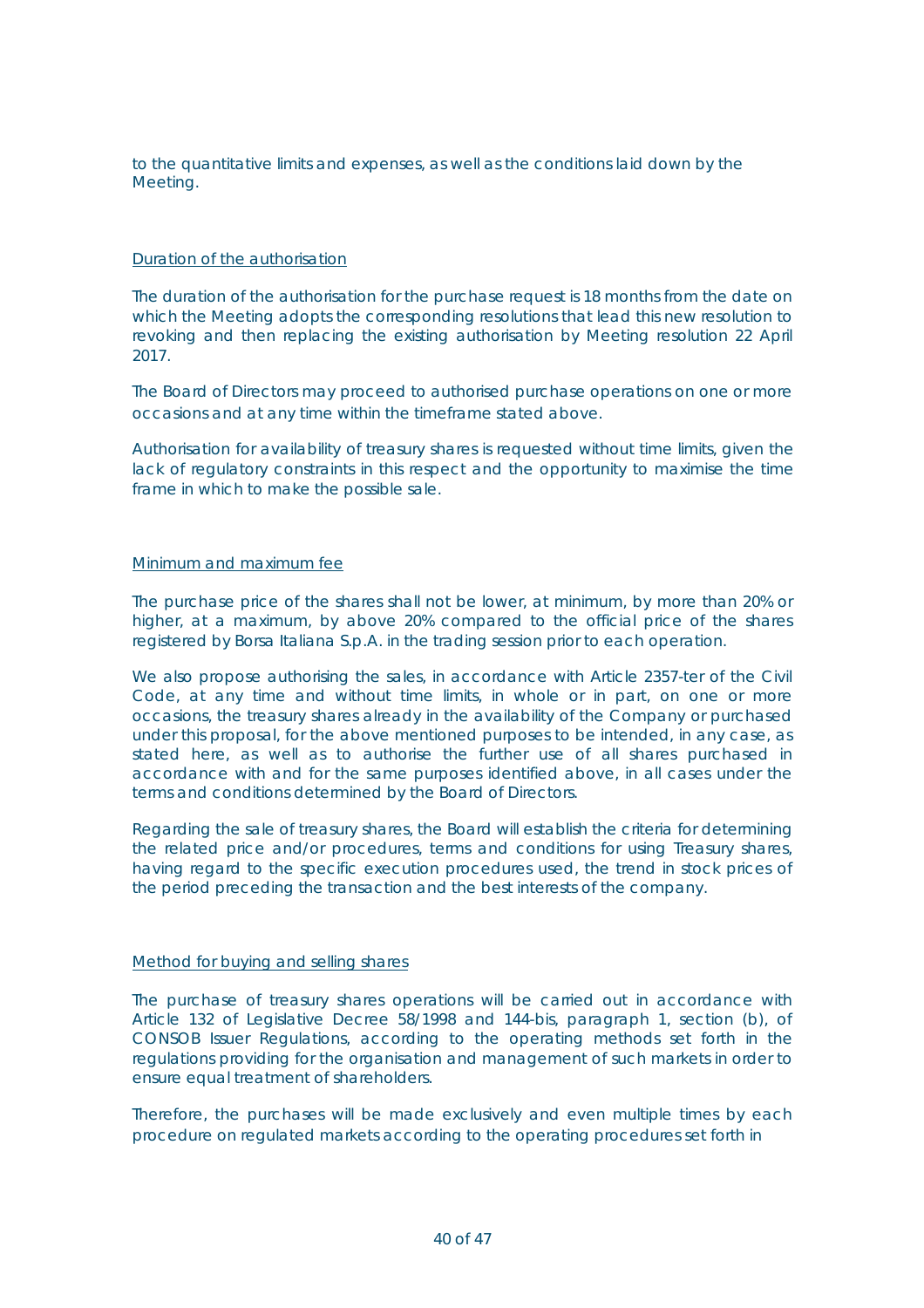to the quantitative limits and expenses, as well as the conditions laid down by the Meeting.

<u>Duration of the authorisation</u>

The duration of the authorisation for the purchase request is 18 months from the date on which the Meeting adopts the corresponding resolutions that lead this new resolution to revoking and then replacing the existing authorisation by Meeting resolution 22 April 2017.

The Board of Directors may proceed to authorised purchase operations on one or more occasions and at any time within the timeframe stated above.

Authorisation for availability of treasury shares is requested without time limits, given the lack of regulatory constraints in this respect and the opportunity to maximise the time frame in which to make the possible sale.

<u>Minimum and maximum fee</u>

The purchase price of the shares shall not be lower, at minimum, by more than 20% or higher, at a maximum, by above 20% compared to the official price of the shares registered by Borsa Italiana S.p.A. in the trading session prior to each operation.

We also propose authorising the sales, in accordance with Article 2357-ter of the Civil Code, at any time and without time limits, in whole or in part, on one or more occasions, the treasury shares already in the availability of the Company or purchased under this proposal, for the above mentioned purposes to be intended, in any case, as stated here, as well as to authorise the further use of all shares purchased in accordance with and for the same purposes identified above, in all cases under the terms and conditions determined by the Board of Directors.

Regarding the sale of treasury shares, the Board will establish the criteria for determining the related price and/or procedures, terms and conditions for using Treasury shares, having regard to the specific execution procedures used, the trend in stock prices of the period preceding the transaction and the best interests of the company.

<u>Method for buying and selling shares</u>

The purchase of treasury shares operations will be carried out in accordance with Article 132 of Legislative Decree 58/1998 and 144-bis, paragraph 1, section (b), of CONSOB Issuer Regulations, according to the operating methods set forth in the regulations providing for the organisation and management of such markets in order to ensure equal treatment of shareholders.

Therefore, the purchases will be made exclusively and even multiple times by each procedure on regulated markets according to the operating procedures set forth in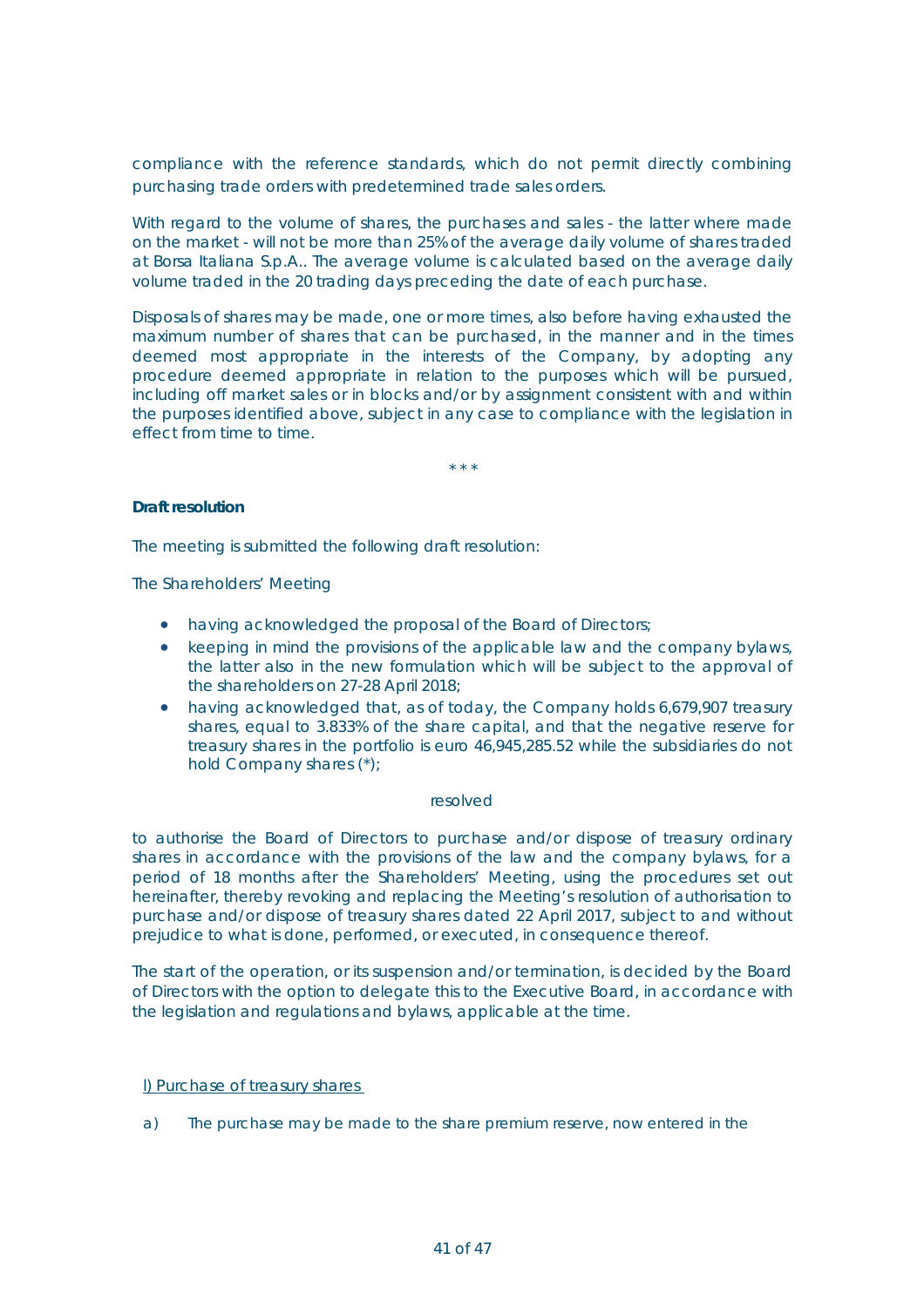compliance with the reference standards, which do not permit directly combining purchasing trade orders with predetermined trade sales orders.

With regard to the volume of shares, the purchases and sales - the latter where made on the market - will not be more than 25% of the average daily volume of shares traded at Borsa Italiana S.p.A.. The average volume is calculated based on the average daily volume traded in the 20 trading days preceding the date of each purchase.

Disposals of shares may be made, one or more times, also before having exhausted the maximum number of shares that can be purchased, in the manner and in the times deemed most appropriate in the interests of the Company, by adopting any procedure deemed appropriate in relation to the purposes which will be pursued, including off market sales or in blocks and/or by assignment consistent with and within the purposes identified above, subject in any case to compliance with the legislation in effect from time to time.

\* \* \*

**Draft resolution**

The meeting is submitted the following draft resolution:

The Shareholders' Meeting

- having acknowledged the proposal of the Board of Directors;
- keeping in mind the provisions of the applicable law and the company bylaws, the latter also in the new formulation which will be subject to the approval of the shareholders on 27-28 April 2018;
- having acknowledged that, as of today, the Company holds 6,679,907 treasury shares, equal to 3.833% of the share capital, and that the negative reserve for treasury shares in the portfolio is euro 46,945,285.52 while the subsidiaries do not hold Company shares (*);

resolved

to authorise the Board of Directors to purchase and/or dispose of treasury ordinary shares in accordance with the provisions of the law and the company bylaws, for a period of 18 months after the Shareholders' Meeting, using the procedures set out hereinafter, thereby revoking and replacing the Meeting's resolution of authorisation to purchase and/or dispose of treasury shares dated 22 April 2017, subject to and without prejudice to what is done, performed, or executed, in consequence thereof.

The start of the operation, or its suspension and/or termination, is decided by the Board of Directors with the option to delegate this to the Executive Board, in accordance with the legislation and regulations and bylaws, applicable at the time.

<u>I) Purchase of treasury shares</u>

a) The purchase may be made to the share premium reserve, now entered in the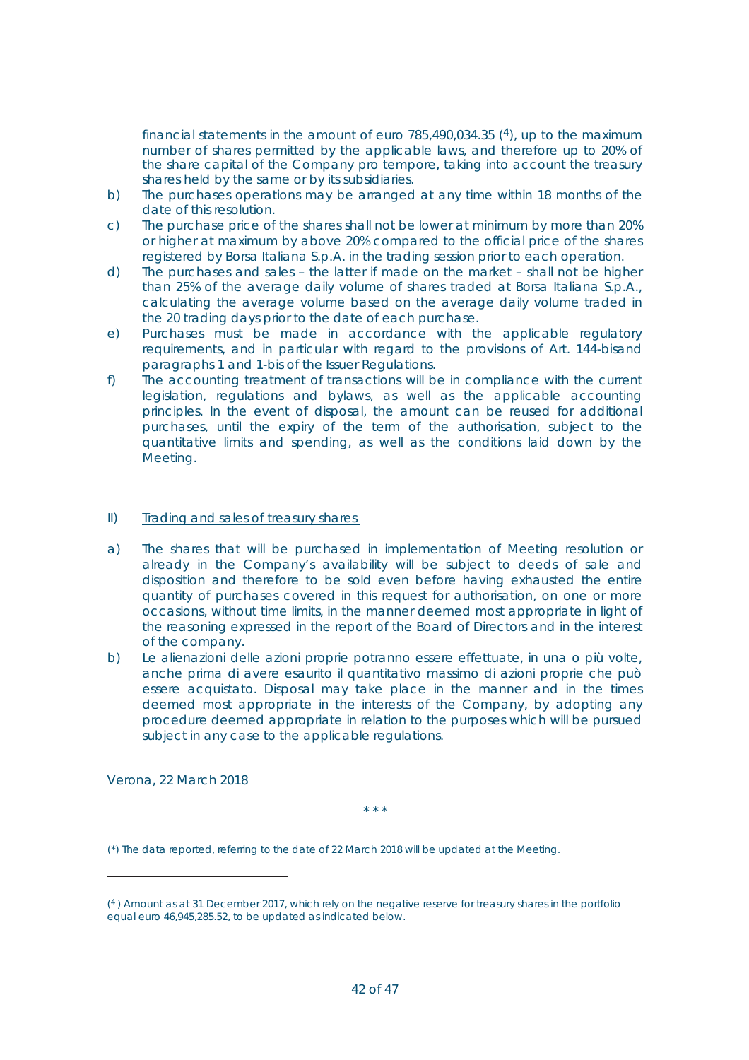financial statements in the amount of euro 785,490,034.35 [4], up to the maximum number of shares permitted by the applicable laws, and therefore up to 20% of the share capital of the Company pro tempore, taking into account the treasury shares held by the same or by its subsidiaries.

b) The purchases operations may be arranged at any time within 18 months of the date of this resolution.

c) The purchase price of the shares shall not be lower at minimum by more than 20% or higher at maximum by above 20% compared to the official price of the shares registered by Borsa Italiana S.p.A. in the trading session prior to each operation.

d) The purchases and sales – the latter if made on the market – shall not be higher than 25% of the average daily volume of shares traded at Borsa Italiana S.p.A., calculating the average volume based on the average daily volume traded in the 20 trading days prior to the date of each purchase.

e) Purchases must be made in accordance with the applicable regulatory requirements, and in particular with regard to the provisions of Art. 144-bisand paragraphs 1 and 1-bis of the Issuer Regulations.

f) The accounting treatment of transactions will be in compliance with the current legislation, regulations and bylaws, as well as the applicable accounting principles. In the event of disposal, the amount can be reused for additional purchases, until the expiry of the term of the authorisation, subject to the quantitative limits and spending, as well as the conditions laid down by the Meeting.

II) <u>Trading and sales of treasury shares</u>

a) The shares that will be purchased in implementation of Meeting resolution or already in the Company's availability will be subject to deeds of sale and disposition and therefore to be sold even before having exhausted the entire quantity of purchases covered in this request for authorisation, on one or more occasions, without time limits, in the manner deemed most appropriate in light of the reasoning expressed in the report of the Board of Directors and in the interest of the company.

b) Le alienazioni delle azioni proprie potranno essere effettuate, in una o più volte, anche prima di avere esaurito il quantitativo massimo di azioni proprie che può essere acquistato. Disposal may take place in the manner and in the times deemed most appropriate in the interests of the Company, by adopting any procedure deemed appropriate in relation to the purposes which will be pursued subject in any case to the applicable regulations.

Verona, 22 March 2018

\* \* \*

(\*) The data reported, referring to the date of 22 March 2018 will be updated at the Meeting.

---

[4] Amount as at 31 December 2017, which rely on the negative reserve for treasury shares in the portfolio equal euro 46,945,285.52, to be updated as indicated below.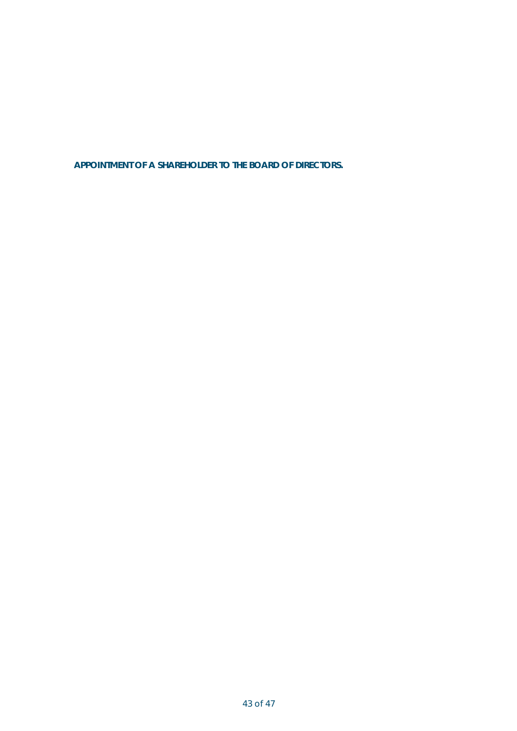**APPOINTMENT OF A SHAREHOLDER TO THE BOARD OF DIRECTORS.**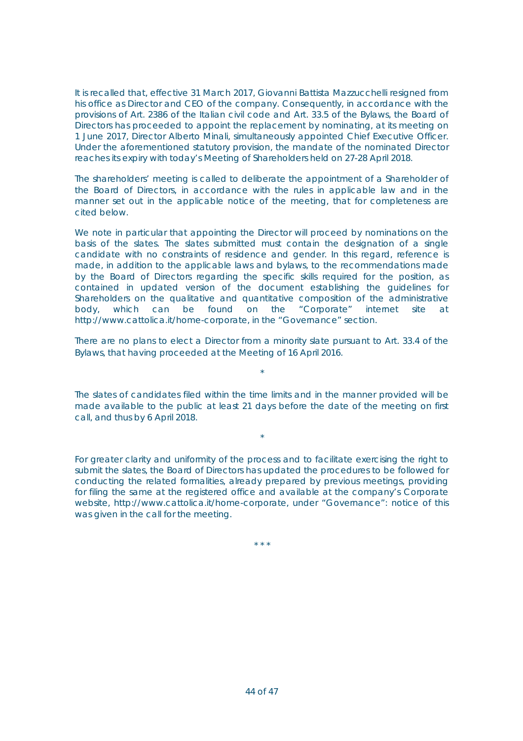It is recalled that, effective 31 March 2017, Giovanni Battista Mazzucchelli resigned from his office as Director and CEO of the company. Consequently, in accordance with the provisions of Art. 2386 of the Italian civil code and Art. 33.5 of the Bylaws, the Board of Directors has proceeded to appoint the replacement by nominating, at its meeting on 1 June 2017, Director Alberto Minali, simultaneously appointed Chief Executive Officer. Under the aforementioned statutory provision, the mandate of the nominated Director reaches its expiry with today's Meeting of Shareholders held on 27-28 April 2018.

The shareholders' meeting is called to deliberate the appointment of a Shareholder of the Board of Directors, in accordance with the rules in applicable law and in the manner set out in the applicable notice of the meeting, that for completeness are cited below.

We note in particular that appointing the Director will proceed by nominations on the basis of the slates. The slates submitted must contain the designation of a single candidate with no constraints of residence and gender. In this regard, reference is made, in addition to the applicable laws and bylaws, to the recommendations made by the Board of Directors regarding the specific skills required for the position, as contained in updated version of the document establishing the guidelines for Shareholders on the qualitative and quantitative composition of the administrative body, which can be found on the "Corporate" internet site at http://www.cattolica.it/home-corporate, in the "Governance" section.

There are no plans to elect a Director from a minority slate pursuant to Art. 33.4 of the Bylaws, that having proceeded at the Meeting of 16 April 2016.

*

The slates of candidates filed within the time limits and in the manner provided will be made available to the public at least 21 days before the date of the meeting on first call, and thus by 6 April 2018.

*

For greater clarity and uniformity of the process and to facilitate exercising the right to submit the slates, the Board of Directors has updated the procedures to be followed for conducting the related formalities, already prepared by previous meetings, providing for filing the same at the registered office and available at the company's Corporate website, http://www.cattolica.it/home-corporate, under "Governance": notice of this was given in the call for the meeting.

\* \* \*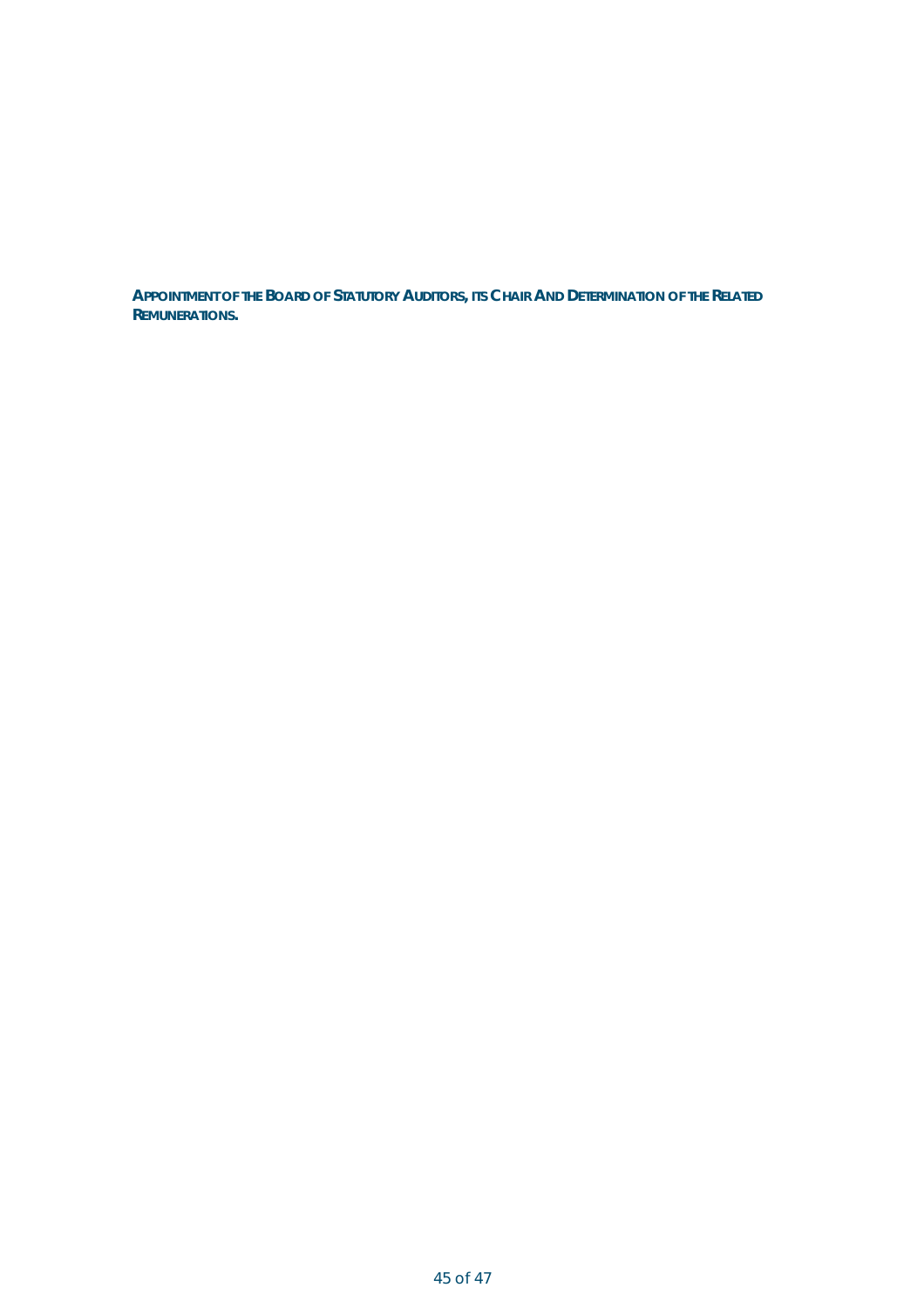**APPOINTMENT OF THE BOARD OF STATUTORY AUDITORS, ITS CHAIR AND DETERMINATION OF THE RELATED REMUNERATIONS.**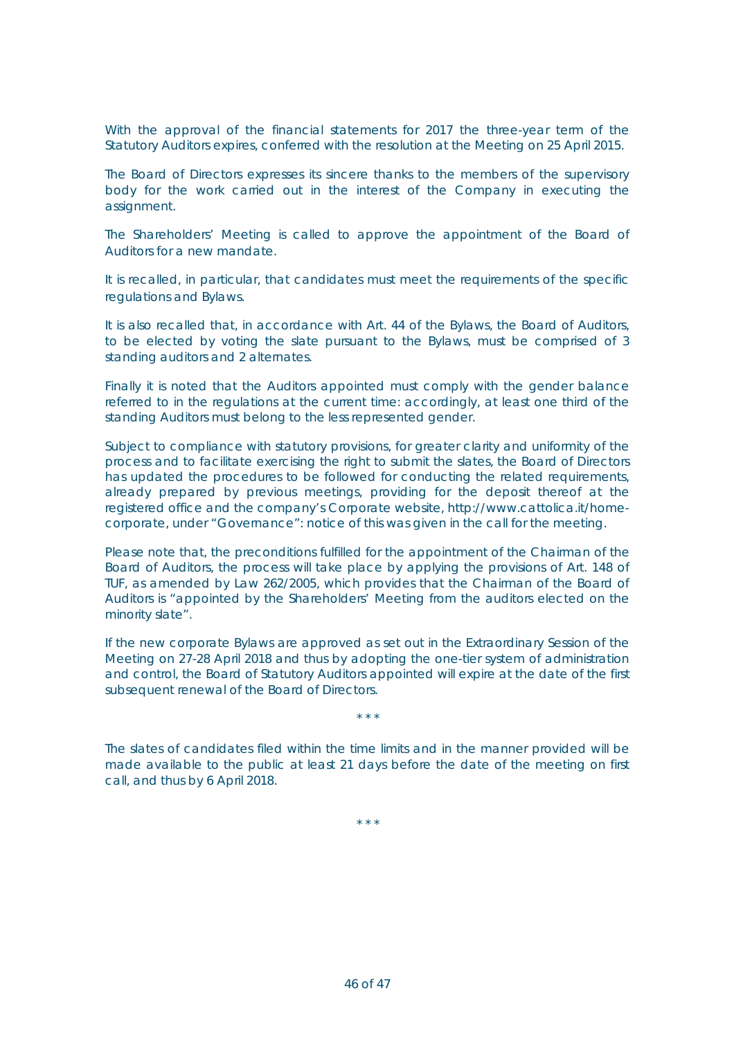With the approval of the financial statements for 2017 the three-year term of the Statutory Auditors expires, conferred with the resolution at the Meeting on 25 April 2015.

The Board of Directors expresses its sincere thanks to the members of the supervisory body for the work carried out in the interest of the Company in executing the assignment.

The Shareholders' Meeting is called to approve the appointment of the Board of Auditors for a new mandate.

It is recalled, in particular, that candidates must meet the requirements of the specific regulations and Bylaws.

It is also recalled that, in accordance with Art. 44 of the Bylaws, the Board of Auditors, to be elected by voting the slate pursuant to the Bylaws, must be comprised of 3 standing auditors and 2 alternates.

Finally it is noted that the Auditors appointed must comply with the gender balance referred to in the regulations at the current time: accordingly, at least one third of the standing Auditors must belong to the less represented gender.

Subject to compliance with statutory provisions, for greater clarity and uniformity of the process and to facilitate exercising the right to submit the slates, the Board of Directors has updated the procedures to be followed for conducting the related requirements, already prepared by previous meetings, providing for the deposit thereof at the registered office and the company's Corporate website, http://www.cattolica.it/home-corporate, under "Governance": notice of this was given in the call for the meeting.

Please note that, the preconditions fulfilled for the appointment of the Chairman of the Board of Auditors, the process will take place by applying the provisions of Art. 148 of TUF, as amended by Law 262/2005, which provides that the Chairman of the Board of Auditors is "appointed by the Shareholders' Meeting from the auditors elected on the minority slate".

If the new corporate Bylaws are approved as set out in the Extraordinary Session of the Meeting on 27-28 April 2018 and thus by adopting the one-tier system of administration and control, the Board of Statutory Auditors appointed will expire at the date of the first subsequent renewal of the Board of Directors.

\* \* \*

The slates of candidates filed within the time limits and in the manner provided will be made available to the public at least 21 days before the date of the meeting on first call, and thus by 6 April 2018.

\* \* \*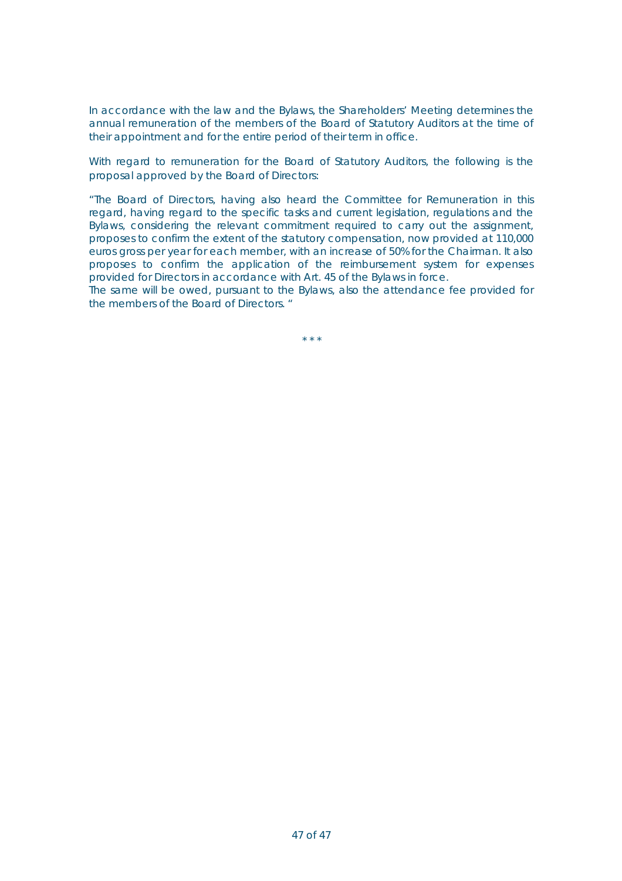In accordance with the law and the Bylaws, the Shareholders' Meeting determines the annual remuneration of the members of the Board of Statutory Auditors at the time of their appointment and for the entire period of their term in office.

With regard to remuneration for the Board of Statutory Auditors, the following is the proposal approved by the Board of Directors:

"The Board of Directors, having also heard the Committee for Remuneration in this regard, having regard to the specific tasks and current legislation, regulations and the Bylaws, considering the relevant commitment required to carry out the assignment, proposes to confirm the extent of the statutory compensation, now provided at 110,000 euros gross per year for each member, with an increase of 50% for the Chairman. It also proposes to confirm the application of the reimbursement system for expenses provided for Directors in accordance with Art. 45 of the Bylaws in force.
The same will be owed, pursuant to the Bylaws, also the attendance fee provided for the members of the Board of Directors. "

\* \* \*